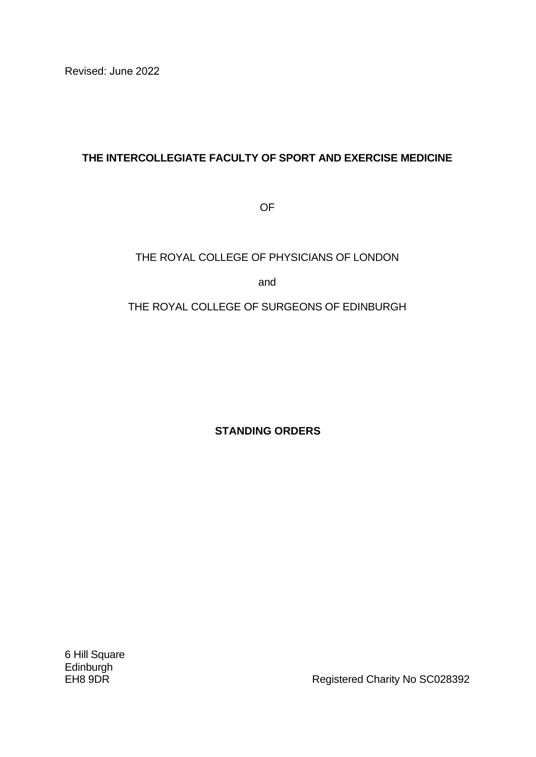Revised: June 2022

# THE INTERCOLLEGIATE FACULTY OF SPORT AND EXERCISE MEDICINE

OF

THE ROYAL COLLEGE OF PHYSICIANS OF LONDON

and

THE ROYAL COLLEGE OF SURGEONS OF EDINBURGH

## STANDING ORDERS

6 Hill Square
Edinburgh
EH8 9DR

Registered Charity No SC028392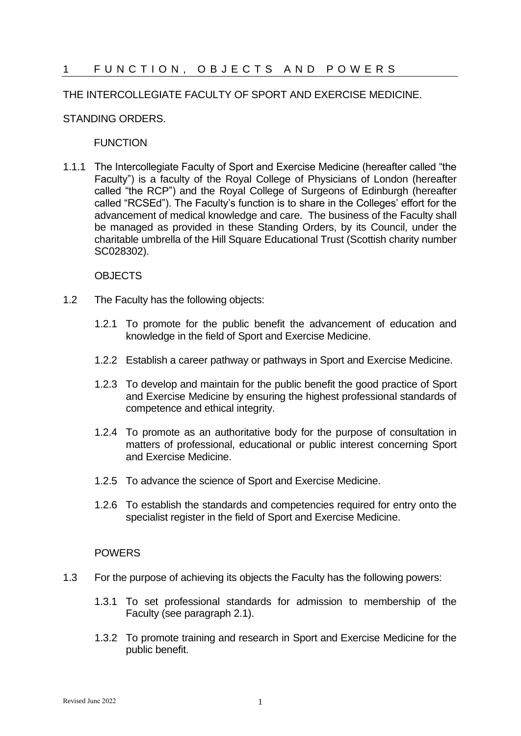# 1 FUNCTION, OBJECTS AND POWERS

THE INTERCOLLEGIATE FACULTY OF SPORT AND EXERCISE MEDICINE.

STANDING ORDERS.

## FUNCTION

1.1.1 The Intercollegiate Faculty of Sport and Exercise Medicine (hereafter called "the Faculty") is a faculty of the Royal College of Physicians of London (hereafter called "the RCP") and the Royal College of Surgeons of Edinburgh (hereafter called "RCSEd"). The Faculty's function is to share in the Colleges' effort for the advancement of medical knowledge and care. The business of the Faculty shall be managed as provided in these Standing Orders, by its Council, under the charitable umbrella of the Hill Square Educational Trust (Scottish charity number SC028302).

## OBJECTS

1.2 The Faculty has the following objects:

1.2.1 To promote for the public benefit the advancement of education and knowledge in the field of Sport and Exercise Medicine.

1.2.2 Establish a career pathway or pathways in Sport and Exercise Medicine.

1.2.3 To develop and maintain for the public benefit the good practice of Sport and Exercise Medicine by ensuring the highest professional standards of competence and ethical integrity.

1.2.4 To promote as an authoritative body for the purpose of consultation in matters of professional, educational or public interest concerning Sport and Exercise Medicine.

1.2.5 To advance the science of Sport and Exercise Medicine.

1.2.6 To establish the standards and competencies required for entry onto the specialist register in the field of Sport and Exercise Medicine.

## POWERS

1.3 For the purpose of achieving its objects the Faculty has the following powers:

1.3.1 To set professional standards for admission to membership of the Faculty (see paragraph 2.1).

1.3.2 To promote training and research in Sport and Exercise Medicine for the public benefit.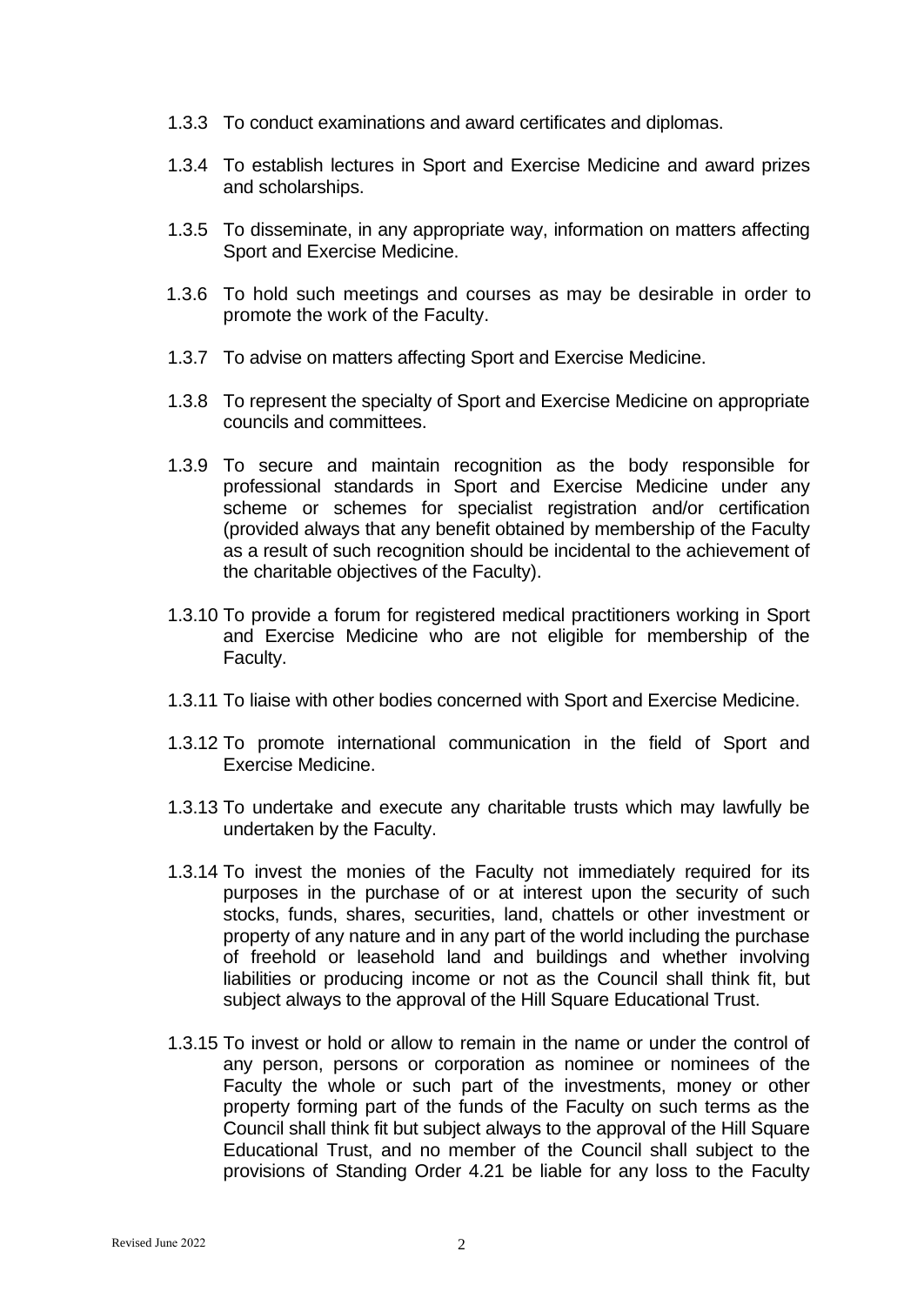1.3.3 To conduct examinations and award certificates and diplomas.

1.3.4 To establish lectures in Sport and Exercise Medicine and award prizes and scholarships.

1.3.5 To disseminate, in any appropriate way, information on matters affecting Sport and Exercise Medicine.

1.3.6 To hold such meetings and courses as may be desirable in order to promote the work of the Faculty.

1.3.7 To advise on matters affecting Sport and Exercise Medicine.

1.3.8 To represent the specialty of Sport and Exercise Medicine on appropriate councils and committees.

1.3.9 To secure and maintain recognition as the body responsible for professional standards in Sport and Exercise Medicine under any scheme or schemes for specialist registration and/or certification (provided always that any benefit obtained by membership of the Faculty as a result of such recognition should be incidental to the achievement of the charitable objectives of the Faculty).

1.3.10 To provide a forum for registered medical practitioners working in Sport and Exercise Medicine who are not eligible for membership of the Faculty.

1.3.11 To liaise with other bodies concerned with Sport and Exercise Medicine.

1.3.12 To promote international communication in the field of Sport and Exercise Medicine.

1.3.13 To undertake and execute any charitable trusts which may lawfully be undertaken by the Faculty.

1.3.14 To invest the monies of the Faculty not immediately required for its purposes in the purchase of or at interest upon the security of such stocks, funds, shares, securities, land, chattels or other investment or property of any nature and in any part of the world including the purchase of freehold or leasehold land and buildings and whether involving liabilities or producing income or not as the Council shall think fit, but subject always to the approval of the Hill Square Educational Trust.

1.3.15 To invest or hold or allow to remain in the name or under the control of any person, persons or corporation as nominee or nominees of the Faculty the whole or such part of the investments, money or other property forming part of the funds of the Faculty on such terms as the Council shall think fit but subject always to the approval of the Hill Square Educational Trust, and no member of the Council shall subject to the provisions of Standing Order 4.21 be liable for any loss to the Faculty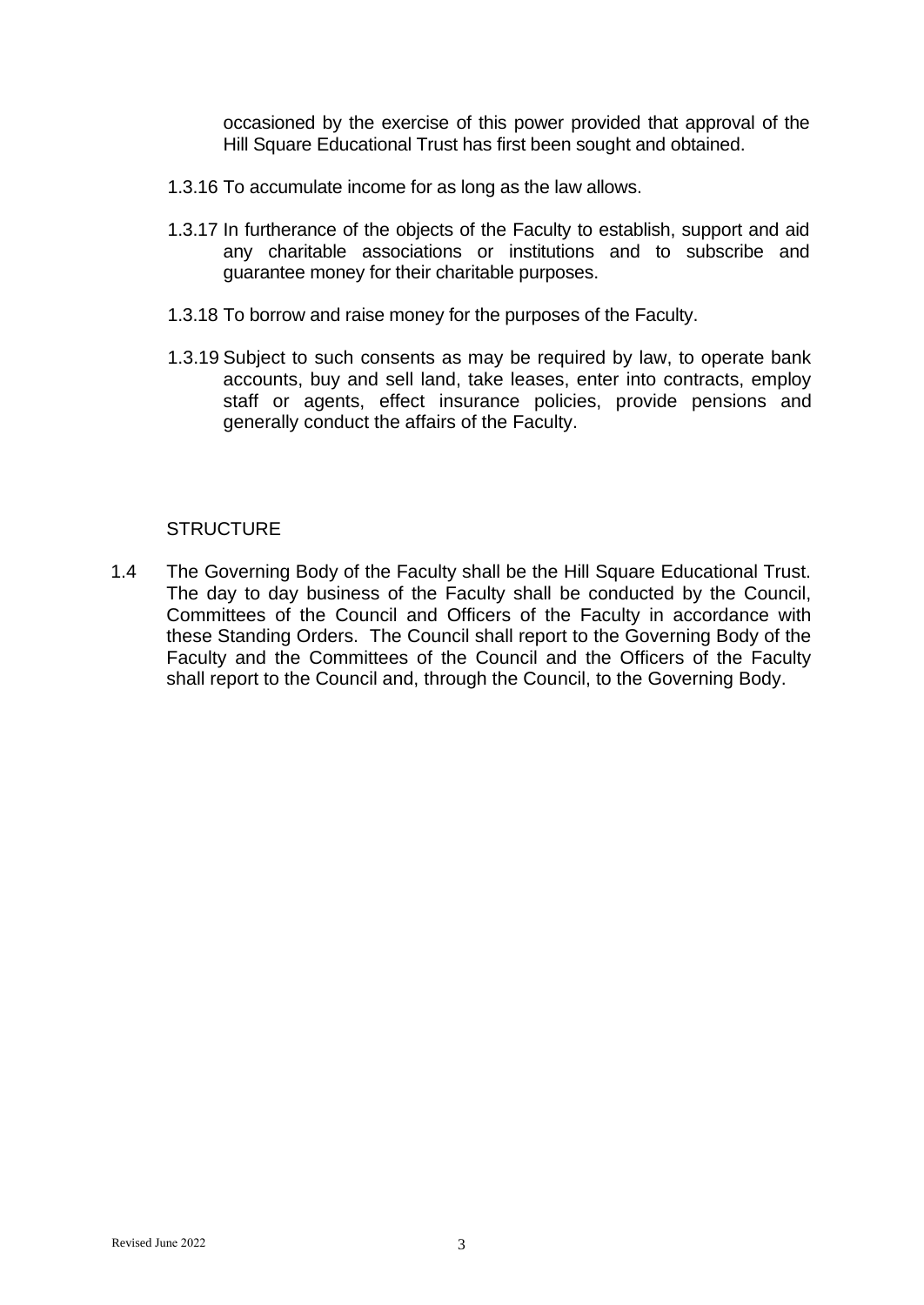occasioned by the exercise of this power provided that approval of the Hill Square Educational Trust has first been sought and obtained.

1.3.16 To accumulate income for as long as the law allows.

1.3.17 In furtherance of the objects of the Faculty to establish, support and aid any charitable associations or institutions and to subscribe and guarantee money for their charitable purposes.

1.3.18 To borrow and raise money for the purposes of the Faculty.

1.3.19 Subject to such consents as may be required by law, to operate bank accounts, buy and sell land, take leases, enter into contracts, employ staff or agents, effect insurance policies, provide pensions and generally conduct the affairs of the Faculty.

STRUCTURE

1.4 The Governing Body of the Faculty shall be the Hill Square Educational Trust. The day to day business of the Faculty shall be conducted by the Council, Committees of the Council and Officers of the Faculty in accordance with these Standing Orders. The Council shall report to the Governing Body of the Faculty and the Committees of the Council and the Officers of the Faculty shall report to the Council and, through the Council, to the Governing Body.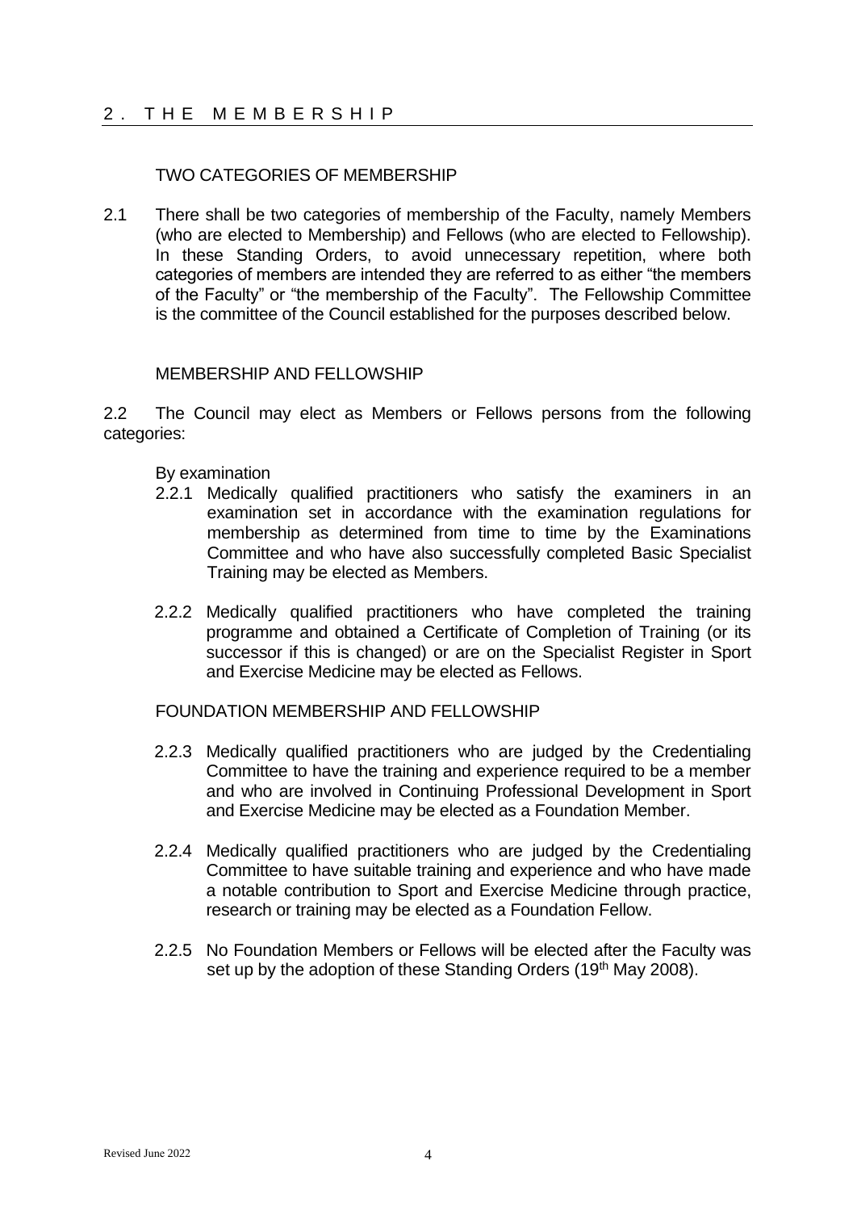## 2. THE MEMBERSHIP

### TWO CATEGORIES OF MEMBERSHIP

2.1 There shall be two categories of membership of the Faculty, namely Members (who are elected to Membership) and Fellows (who are elected to Fellowship). In these Standing Orders, to avoid unnecessary repetition, where both categories of members are intended they are referred to as either "the members of the Faculty" or "the membership of the Faculty". The Fellowship Committee is the committee of the Council established for the purposes described below.

### MEMBERSHIP AND FELLOWSHIP

2.2 The Council may elect as Members or Fellows persons from the following categories:

By examination

2.2.1 Medically qualified practitioners who satisfy the examiners in an examination set in accordance with the examination regulations for membership as determined from time to time by the Examinations Committee and who have also successfully completed Basic Specialist Training may be elected as Members.

2.2.2 Medically qualified practitioners who have completed the training programme and obtained a Certificate of Completion of Training (or its successor if this is changed) or are on the Specialist Register in Sport and Exercise Medicine may be elected as Fellows.

### FOUNDATION MEMBERSHIP AND FELLOWSHIP

2.2.3 Medically qualified practitioners who are judged by the Credentialing Committee to have the training and experience required to be a member and who are involved in Continuing Professional Development in Sport and Exercise Medicine may be elected as a Foundation Member.

2.2.4 Medically qualified practitioners who are judged by the Credentialing Committee to have suitable training and experience and who have made a notable contribution to Sport and Exercise Medicine through practice, research or training may be elected as a Foundation Fellow.

2.2.5 No Foundation Members or Fellows will be elected after the Faculty was set up by the adoption of these Standing Orders (19th May 2008).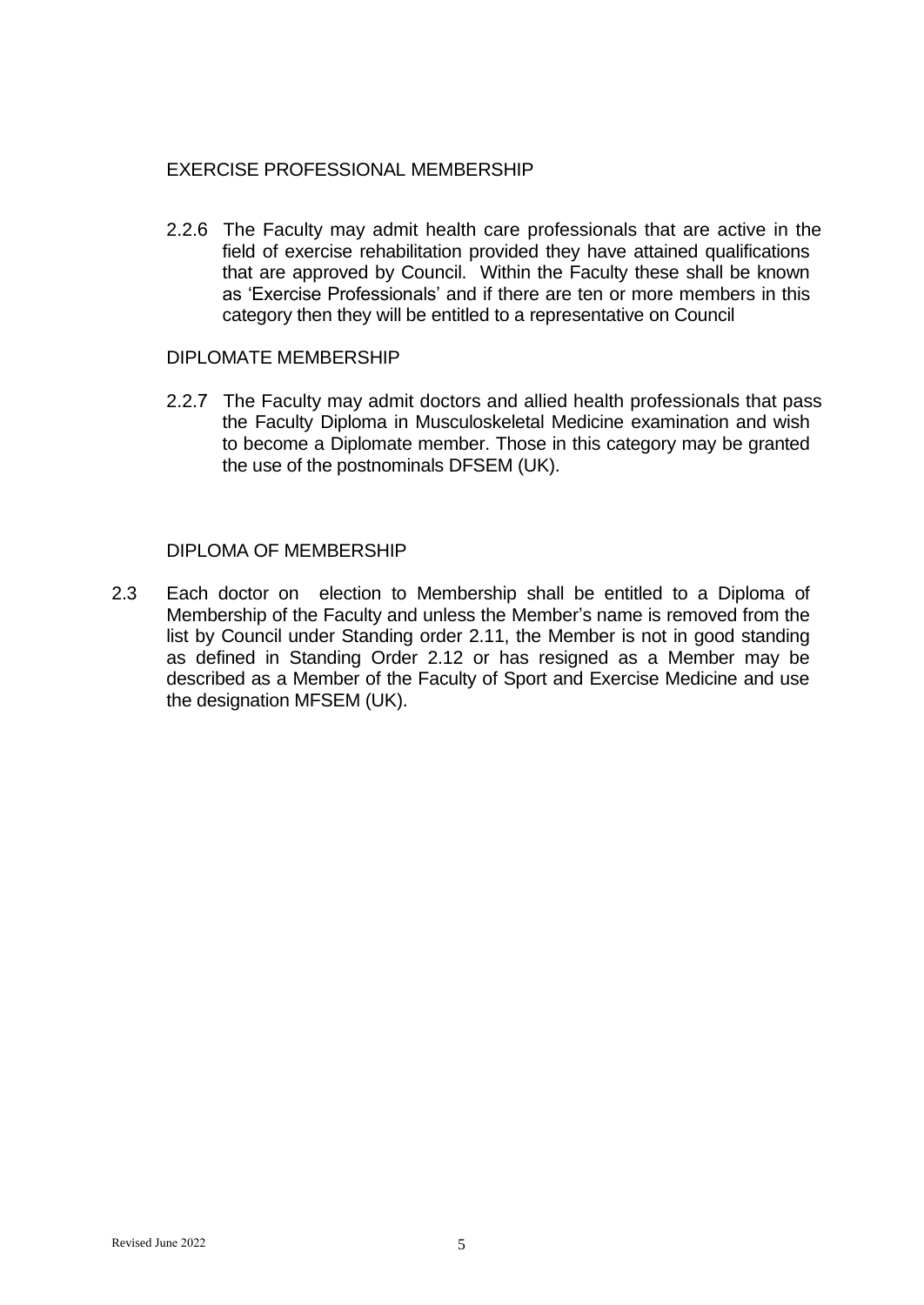### EXERCISE PROFESSIONAL MEMBERSHIP

2.2.6 The Faculty may admit health care professionals that are active in the field of exercise rehabilitation provided they have attained qualifications that are approved by Council. Within the Faculty these shall be known as 'Exercise Professionals' and if there are ten or more members in this category then they will be entitled to a representative on Council

### DIPLOMATE MEMBERSHIP

2.2.7 The Faculty may admit doctors and allied health professionals that pass the Faculty Diploma in Musculoskeletal Medicine examination and wish to become a Diplomate member. Those in this category may be granted the use of the postnominals DFSEM (UK).

### DIPLOMA OF MEMBERSHIP

2.3 Each doctor on election to Membership shall be entitled to a Diploma of Membership of the Faculty and unless the Member's name is removed from the list by Council under Standing order 2.11, the Member is not in good standing as defined in Standing Order 2.12 or has resigned as a Member may be described as a Member of the Faculty of Sport and Exercise Medicine and use the designation MFSEM (UK).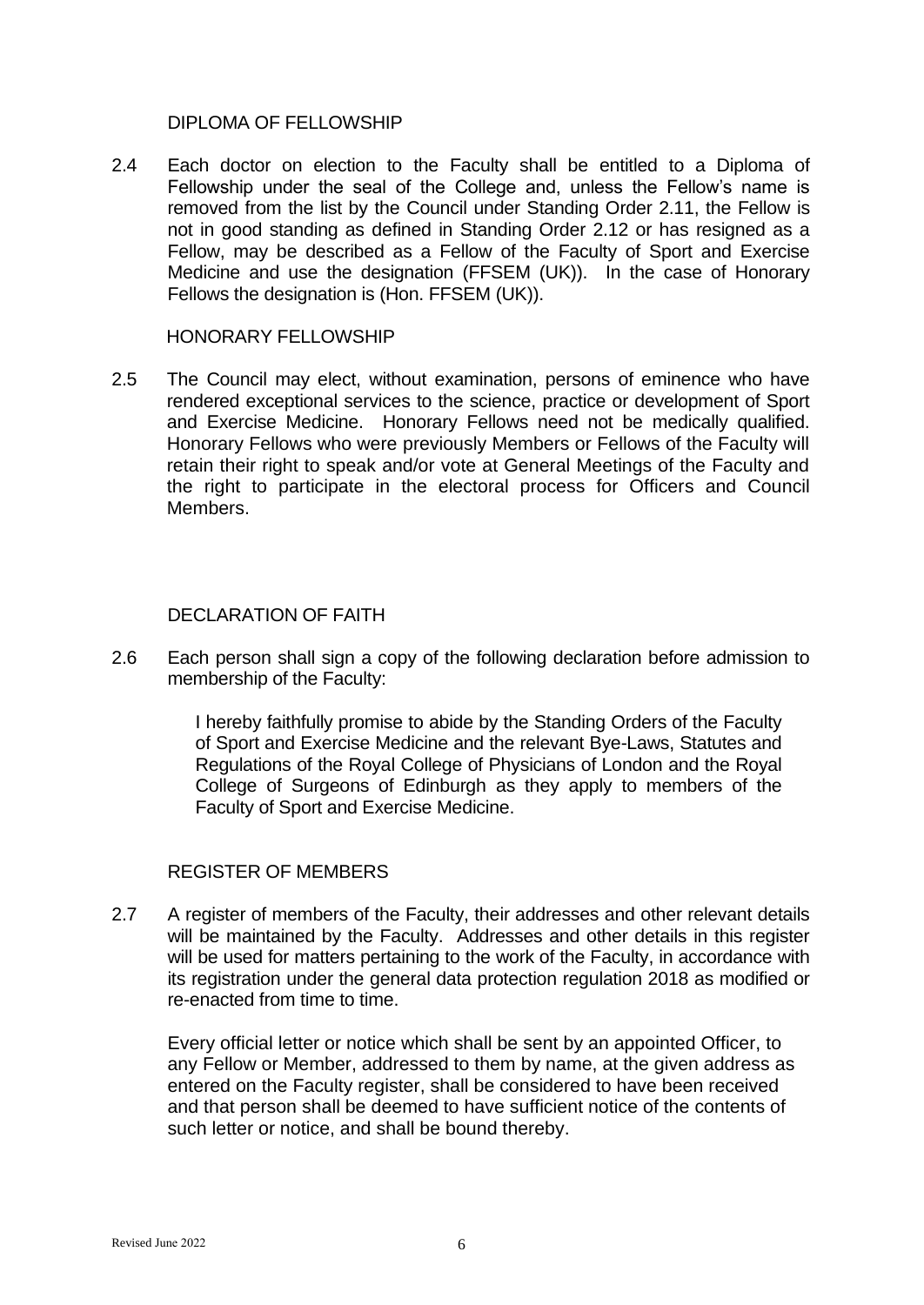## DIPLOMA OF FELLOWSHIP

2.4 Each doctor on election to the Faculty shall be entitled to a Diploma of Fellowship under the seal of the College and, unless the Fellow's name is removed from the list by the Council under Standing Order 2.11, the Fellow is not in good standing as defined in Standing Order 2.12 or has resigned as a Fellow, may be described as a Fellow of the Faculty of Sport and Exercise Medicine and use the designation (FFSEM (UK)). In the case of Honorary Fellows the designation is (Hon. FFSEM (UK)).

## HONORARY FELLOWSHIP

2.5 The Council may elect, without examination, persons of eminence who have rendered exceptional services to the science, practice or development of Sport and Exercise Medicine. Honorary Fellows need not be medically qualified. Honorary Fellows who were previously Members or Fellows of the Faculty will retain their right to speak and/or vote at General Meetings of the Faculty and the right to participate in the electoral process for Officers and Council Members.

## DECLARATION OF FAITH

2.6 Each person shall sign a copy of the following declaration before admission to membership of the Faculty:

> I hereby faithfully promise to abide by the Standing Orders of the Faculty of Sport and Exercise Medicine and the relevant Bye-Laws, Statutes and Regulations of the Royal College of Physicians of London and the Royal College of Surgeons of Edinburgh as they apply to members of the Faculty of Sport and Exercise Medicine.

## REGISTER OF MEMBERS

2.7 A register of members of the Faculty, their addresses and other relevant details will be maintained by the Faculty. Addresses and other details in this register will be used for matters pertaining to the work of the Faculty, in accordance with its registration under the general data protection regulation 2018 as modified or re-enacted from time to time.

Every official letter or notice which shall be sent by an appointed Officer, to any Fellow or Member, addressed to them by name, at the given address as entered on the Faculty register, shall be considered to have been received and that person shall be deemed to have sufficient notice of the contents of such letter or notice, and shall be bound thereby.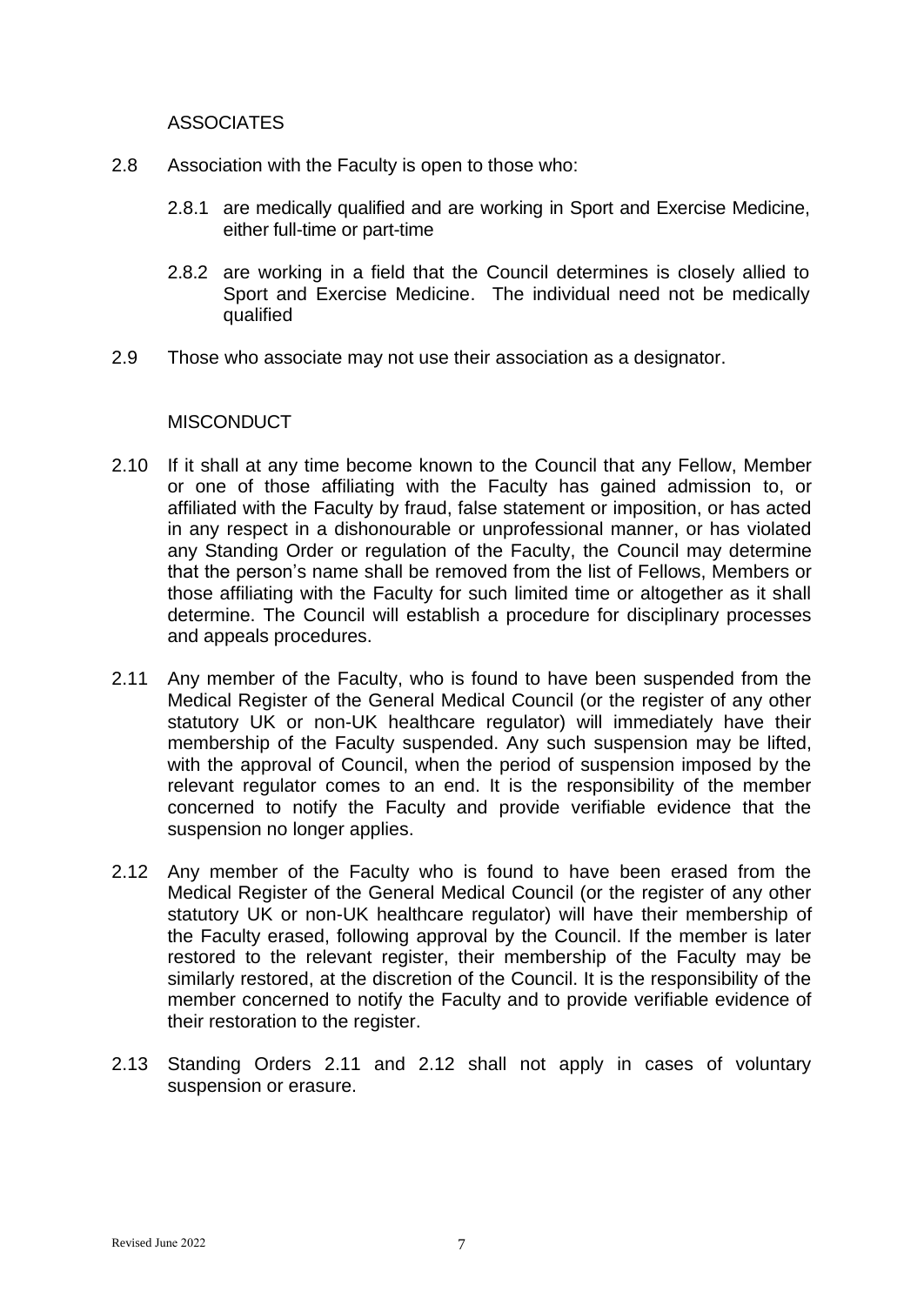## ASSOCIATES

2.8 Association with the Faculty is open to those who:

  2.8.1 are medically qualified and are working in Sport and Exercise Medicine, either full-time or part-time

  2.8.2 are working in a field that the Council determines is closely allied to Sport and Exercise Medicine. The individual need not be medically qualified

2.9 Those who associate may not use their association as a designator.

## MISCONDUCT

2.10 If it shall at any time become known to the Council that any Fellow, Member or one of those affiliating with the Faculty has gained admission to, or affiliated with the Faculty by fraud, false statement or imposition, or has acted in any respect in a dishonourable or unprofessional manner, or has violated any Standing Order or regulation of the Faculty, the Council may determine that the person's name shall be removed from the list of Fellows, Members or those affiliating with the Faculty for such limited time or altogether as it shall determine. The Council will establish a procedure for disciplinary processes and appeals procedures.

2.11 Any member of the Faculty, who is found to have been suspended from the Medical Register of the General Medical Council (or the register of any other statutory UK or non-UK healthcare regulator) will immediately have their membership of the Faculty suspended. Any such suspension may be lifted, with the approval of Council, when the period of suspension imposed by the relevant regulator comes to an end. It is the responsibility of the member concerned to notify the Faculty and provide verifiable evidence that the suspension no longer applies.

2.12 Any member of the Faculty who is found to have been erased from the Medical Register of the General Medical Council (or the register of any other statutory UK or non-UK healthcare regulator) will have their membership of the Faculty erased, following approval by the Council. If the member is later restored to the relevant register, their membership of the Faculty may be similarly restored, at the discretion of the Council. It is the responsibility of the member concerned to notify the Faculty and to provide verifiable evidence of their restoration to the register.

2.13 Standing Orders 2.11 and 2.12 shall not apply in cases of voluntary suspension or erasure.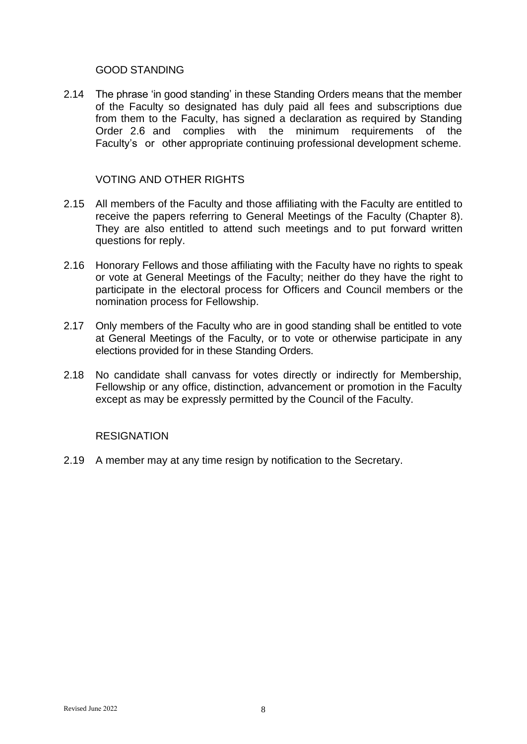## GOOD STANDING

2.14 The phrase 'in good standing' in these Standing Orders means that the member of the Faculty so designated has duly paid all fees and subscriptions due from them to the Faculty, has signed a declaration as required by Standing Order 2.6 and complies with the minimum requirements of the Faculty's or other appropriate continuing professional development scheme.

## VOTING AND OTHER RIGHTS

2.15 All members of the Faculty and those affiliating with the Faculty are entitled to receive the papers referring to General Meetings of the Faculty (Chapter 8). They are also entitled to attend such meetings and to put forward written questions for reply.

2.16 Honorary Fellows and those affiliating with the Faculty have no rights to speak or vote at General Meetings of the Faculty; neither do they have the right to participate in the electoral process for Officers and Council members or the nomination process for Fellowship.

2.17 Only members of the Faculty who are in good standing shall be entitled to vote at General Meetings of the Faculty, or to vote or otherwise participate in any elections provided for in these Standing Orders.

2.18 No candidate shall canvass for votes directly or indirectly for Membership, Fellowship or any office, distinction, advancement or promotion in the Faculty except as may be expressly permitted by the Council of the Faculty.

## RESIGNATION

2.19 A member may at any time resign by notification to the Secretary.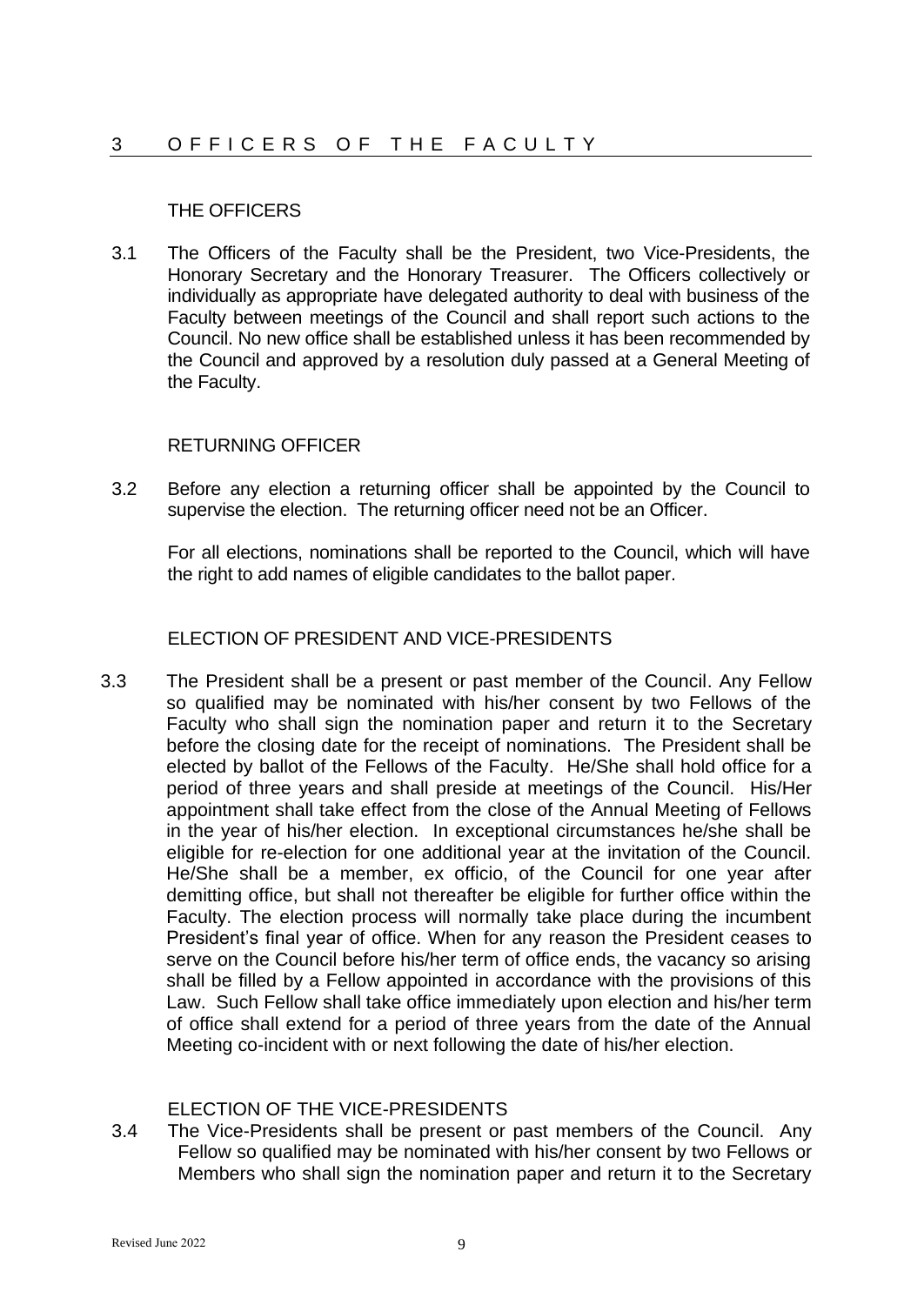## 3 OFFICERS OF THE FACULTY

### THE OFFICERS

3.1 The Officers of the Faculty shall be the President, two Vice-Presidents, the Honorary Secretary and the Honorary Treasurer. The Officers collectively or individually as appropriate have delegated authority to deal with business of the Faculty between meetings of the Council and shall report such actions to the Council. No new office shall be established unless it has been recommended by the Council and approved by a resolution duly passed at a General Meeting of the Faculty.

### RETURNING OFFICER

3.2 Before any election a returning officer shall be appointed by the Council to supervise the election. The returning officer need not be an Officer.

For all elections, nominations shall be reported to the Council, which will have the right to add names of eligible candidates to the ballot paper.

### ELECTION OF PRESIDENT AND VICE-PRESIDENTS

3.3 The President shall be a present or past member of the Council. Any Fellow so qualified may be nominated with his/her consent by two Fellows of the Faculty who shall sign the nomination paper and return it to the Secretary before the closing date for the receipt of nominations. The President shall be elected by ballot of the Fellows of the Faculty. He/She shall hold office for a period of three years and shall preside at meetings of the Council. His/Her appointment shall take effect from the close of the Annual Meeting of Fellows in the year of his/her election. In exceptional circumstances he/she shall be eligible for re-election for one additional year at the invitation of the Council. He/She shall be a member, ex officio, of the Council for one year after demitting office, but shall not thereafter be eligible for further office within the Faculty. The election process will normally take place during the incumbent President's final year of office. When for any reason the President ceases to serve on the Council before his/her term of office ends, the vacancy so arising shall be filled by a Fellow appointed in accordance with the provisions of this Law. Such Fellow shall take office immediately upon election and his/her term of office shall extend for a period of three years from the date of the Annual Meeting co-incident with or next following the date of his/her election.

### ELECTION OF THE VICE-PRESIDENTS

3.4 The Vice-Presidents shall be present or past members of the Council. Any Fellow so qualified may be nominated with his/her consent by two Fellows or Members who shall sign the nomination paper and return it to the Secretary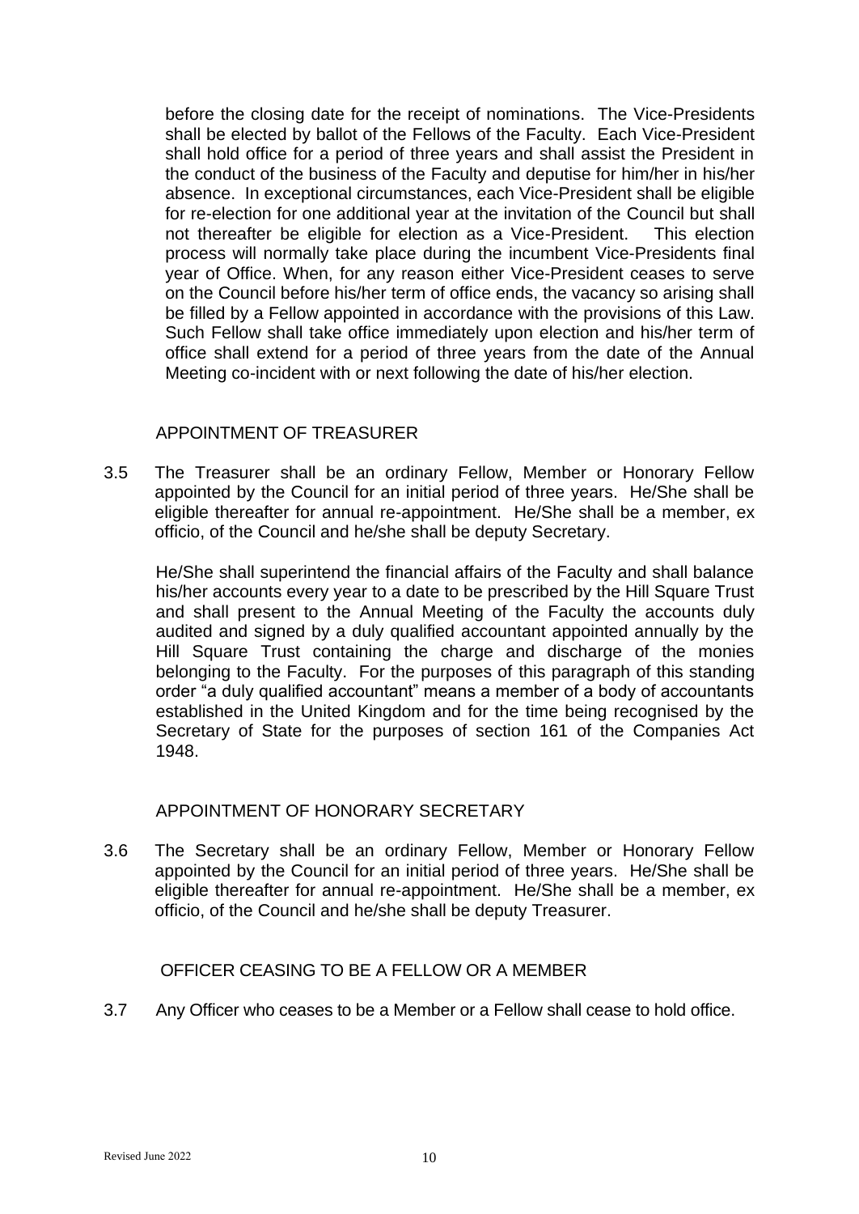before the closing date for the receipt of nominations. The Vice-Presidents shall be elected by ballot of the Fellows of the Faculty. Each Vice-President shall hold office for a period of three years and shall assist the President in the conduct of the business of the Faculty and deputise for him/her in his/her absence. In exceptional circumstances, each Vice-President shall be eligible for re-election for one additional year at the invitation of the Council but shall not thereafter be eligible for election as a Vice-President. This election process will normally take place during the incumbent Vice-Presidents final year of Office. When, for any reason either Vice-President ceases to serve on the Council before his/her term of office ends, the vacancy so arising shall be filled by a Fellow appointed in accordance with the provisions of this Law. Such Fellow shall take office immediately upon election and his/her term of office shall extend for a period of three years from the date of the Annual Meeting co-incident with or next following the date of his/her election.

### APPOINTMENT OF TREASURER

3.5 The Treasurer shall be an ordinary Fellow, Member or Honorary Fellow appointed by the Council for an initial period of three years. He/She shall be eligible thereafter for annual re-appointment. He/She shall be a member, ex officio, of the Council and he/she shall be deputy Secretary.

He/She shall superintend the financial affairs of the Faculty and shall balance his/her accounts every year to a date to be prescribed by the Hill Square Trust and shall present to the Annual Meeting of the Faculty the accounts duly audited and signed by a duly qualified accountant appointed annually by the Hill Square Trust containing the charge and discharge of the monies belonging to the Faculty. For the purposes of this paragraph of this standing order "a duly qualified accountant" means a member of a body of accountants established in the United Kingdom and for the time being recognised by the Secretary of State for the purposes of section 161 of the Companies Act 1948.

### APPOINTMENT OF HONORARY SECRETARY

3.6 The Secretary shall be an ordinary Fellow, Member or Honorary Fellow appointed by the Council for an initial period of three years. He/She shall be eligible thereafter for annual re-appointment. He/She shall be a member, ex officio, of the Council and he/she shall be deputy Treasurer.

### OFFICER CEASING TO BE A FELLOW OR A MEMBER

3.7 Any Officer who ceases to be a Member or a Fellow shall cease to hold office.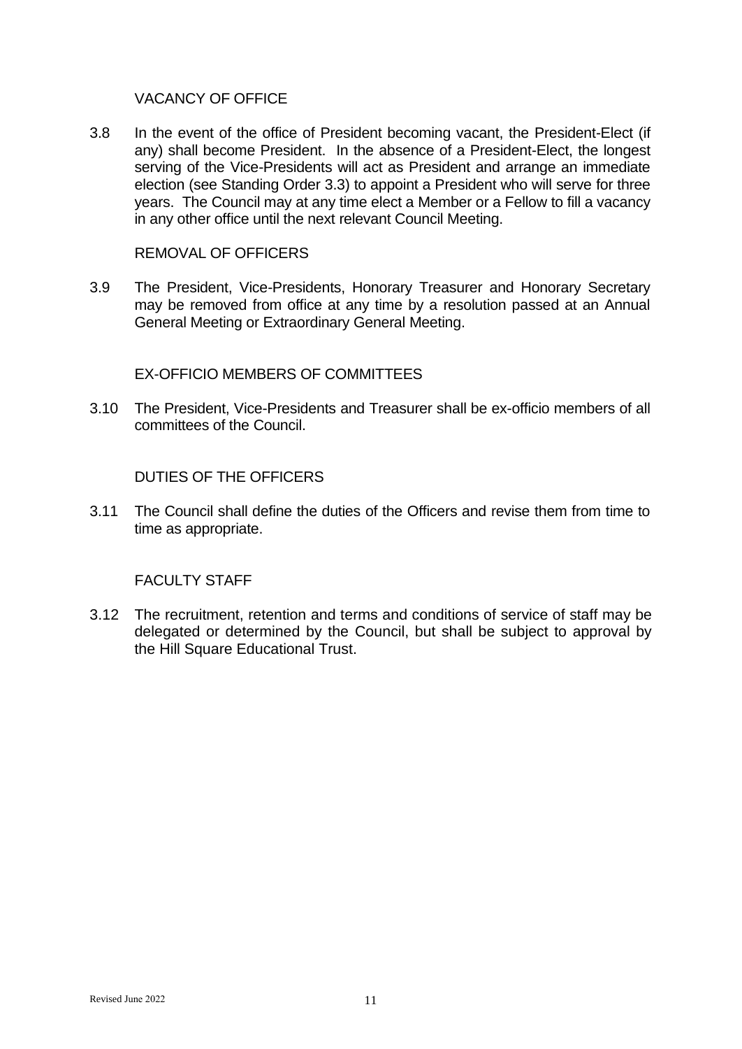VACANCY OF OFFICE

3.8 In the event of the office of President becoming vacant, the President-Elect (if any) shall become President. In the absence of a President-Elect, the longest serving of the Vice-Presidents will act as President and arrange an immediate election (see Standing Order 3.3) to appoint a President who will serve for three years. The Council may at any time elect a Member or a Fellow to fill a vacancy in any other office until the next relevant Council Meeting.

REMOVAL OF OFFICERS

3.9 The President, Vice-Presidents, Honorary Treasurer and Honorary Secretary may be removed from office at any time by a resolution passed at an Annual General Meeting or Extraordinary General Meeting.

EX-OFFICIO MEMBERS OF COMMITTEES

3.10 The President, Vice-Presidents and Treasurer shall be ex-officio members of all committees of the Council.

DUTIES OF THE OFFICERS

3.11 The Council shall define the duties of the Officers and revise them from time to time as appropriate.

FACULTY STAFF

3.12 The recruitment, retention and terms and conditions of service of staff may be delegated or determined by the Council, but shall be subject to approval by the Hill Square Educational Trust.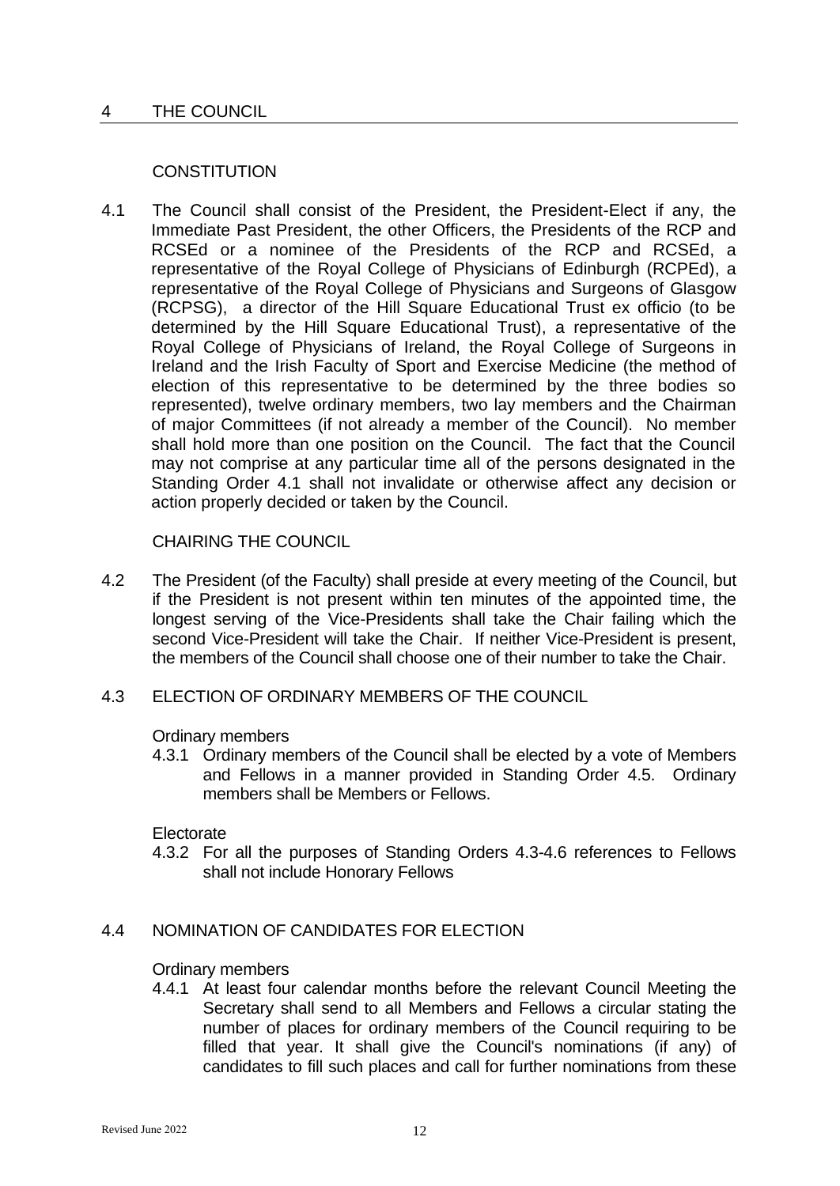## 4 THE COUNCIL

### CONSTITUTION

4.1 The Council shall consist of the President, the President-Elect if any, the Immediate Past President, the other Officers, the Presidents of the RCP and RCSEd or a nominee of the Presidents of the RCP and RCSEd, a representative of the Royal College of Physicians of Edinburgh (RCPEd), a representative of the Royal College of Physicians and Surgeons of Glasgow (RCPSG), a director of the Hill Square Educational Trust ex officio (to be determined by the Hill Square Educational Trust), a representative of the Royal College of Physicians of Ireland, the Royal College of Surgeons in Ireland and the Irish Faculty of Sport and Exercise Medicine (the method of election of this representative to be determined by the three bodies so represented), twelve ordinary members, two lay members and the Chairman of major Committees (if not already a member of the Council). No member shall hold more than one position on the Council. The fact that the Council may not comprise at any particular time all of the persons designated in the Standing Order 4.1 shall not invalidate or otherwise affect any decision or action properly decided or taken by the Council.

### CHAIRING THE COUNCIL

4.2 The President (of the Faculty) shall preside at every meeting of the Council, but if the President is not present within ten minutes of the appointed time, the longest serving of the Vice-Presidents shall take the Chair failing which the second Vice-President will take the Chair. If neither Vice-President is present, the members of the Council shall choose one of their number to take the Chair.

### 4.3 ELECTION OF ORDINARY MEMBERS OF THE COUNCIL

Ordinary members

4.3.1 Ordinary members of the Council shall be elected by a vote of Members and Fellows in a manner provided in Standing Order 4.5. Ordinary members shall be Members or Fellows.

Electorate

4.3.2 For all the purposes of Standing Orders 4.3-4.6 references to Fellows shall not include Honorary Fellows

### 4.4 NOMINATION OF CANDIDATES FOR ELECTION

Ordinary members

4.4.1 At least four calendar months before the relevant Council Meeting the Secretary shall send to all Members and Fellows a circular stating the number of places for ordinary members of the Council requiring to be filled that year. It shall give the Council's nominations (if any) of candidates to fill such places and call for further nominations from these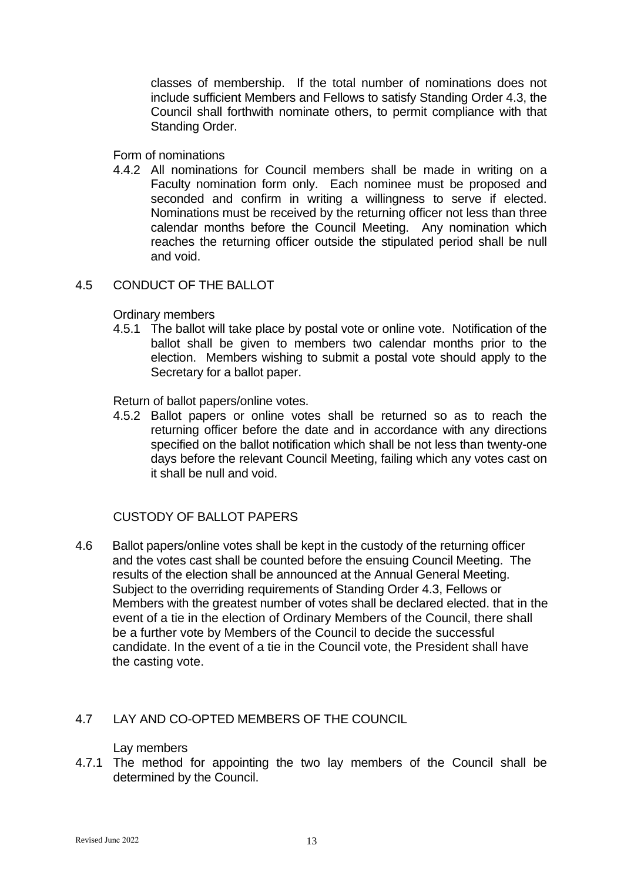classes of membership. If the total number of nominations does not include sufficient Members and Fellows to satisfy Standing Order 4.3, the Council shall forthwith nominate others, to permit compliance with that Standing Order.

Form of nominations

4.4.2 All nominations for Council members shall be made in writing on a Faculty nomination form only. Each nominee must be proposed and seconded and confirm in writing a willingness to serve if elected. Nominations must be received by the returning officer not less than three calendar months before the Council Meeting. Any nomination which reaches the returning officer outside the stipulated period shall be null and void.

4.5 CONDUCT OF THE BALLOT

Ordinary members

4.5.1 The ballot will take place by postal vote or online vote. Notification of the ballot shall be given to members two calendar months prior to the election. Members wishing to submit a postal vote should apply to the Secretary for a ballot paper.

Return of ballot papers/online votes.

4.5.2 Ballot papers or online votes shall be returned so as to reach the returning officer before the date and in accordance with any directions specified on the ballot notification which shall be not less than twenty-one days before the relevant Council Meeting, failing which any votes cast on it shall be null and void.

CUSTODY OF BALLOT PAPERS

4.6 Ballot papers/online votes shall be kept in the custody of the returning officer and the votes cast shall be counted before the ensuing Council Meeting. The results of the election shall be announced at the Annual General Meeting. Subject to the overriding requirements of Standing Order 4.3, Fellows or Members with the greatest number of votes shall be declared elected. that in the event of a tie in the election of Ordinary Members of the Council, there shall be a further vote by Members of the Council to decide the successful candidate. In the event of a tie in the Council vote, the President shall have the casting vote.

4.7 LAY AND CO-OPTED MEMBERS OF THE COUNCIL

Lay members

4.7.1 The method for appointing the two lay members of the Council shall be determined by the Council.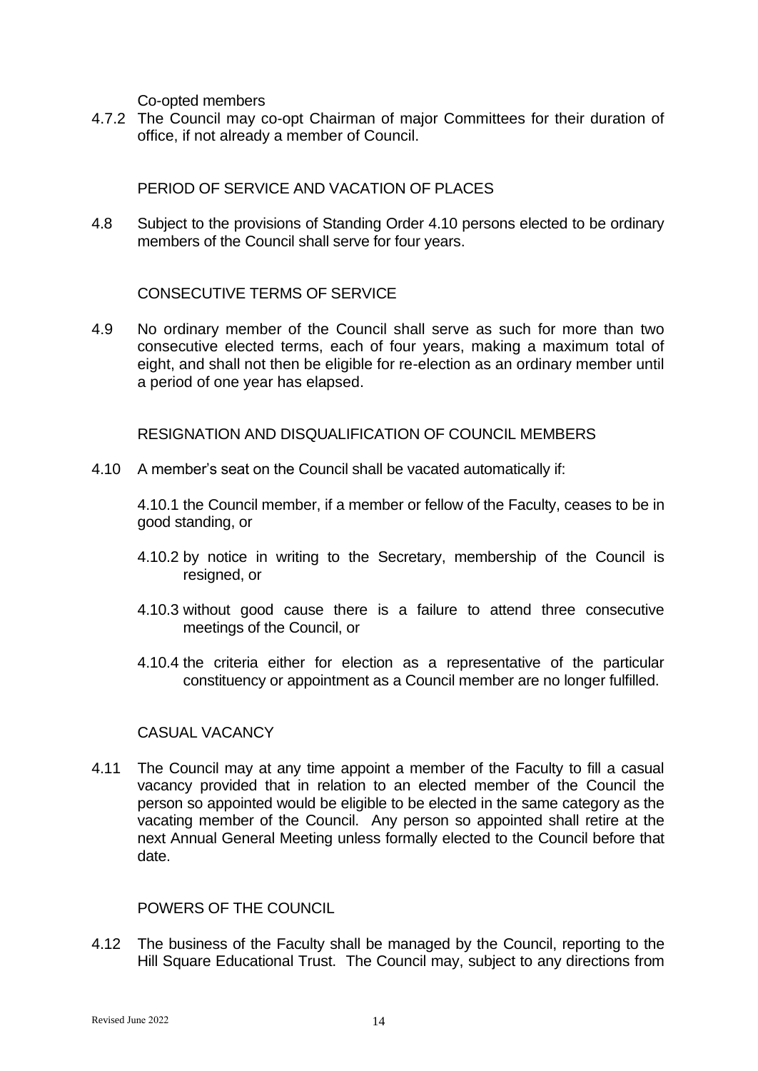Co-opted members

4.7.2 The Council may co-opt Chairman of major Committees for their duration of office, if not already a member of Council.

## PERIOD OF SERVICE AND VACATION OF PLACES

4.8 Subject to the provisions of Standing Order 4.10 persons elected to be ordinary members of the Council shall serve for four years.

## CONSECUTIVE TERMS OF SERVICE

4.9 No ordinary member of the Council shall serve as such for more than two consecutive elected terms, each of four years, making a maximum total of eight, and shall not then be eligible for re-election as an ordinary member until a period of one year has elapsed.

## RESIGNATION AND DISQUALIFICATION OF COUNCIL MEMBERS

4.10 A member's seat on the Council shall be vacated automatically if:

4.10.1 the Council member, if a member or fellow of the Faculty, ceases to be in good standing, or

4.10.2 by notice in writing to the Secretary, membership of the Council is resigned, or

4.10.3 without good cause there is a failure to attend three consecutive meetings of the Council, or

4.10.4 the criteria either for election as a representative of the particular constituency or appointment as a Council member are no longer fulfilled.

## CASUAL VACANCY

4.11 The Council may at any time appoint a member of the Faculty to fill a casual vacancy provided that in relation to an elected member of the Council the person so appointed would be eligible to be elected in the same category as the vacating member of the Council. Any person so appointed shall retire at the next Annual General Meeting unless formally elected to the Council before that date.

## POWERS OF THE COUNCIL

4.12 The business of the Faculty shall be managed by the Council, reporting to the Hill Square Educational Trust. The Council may, subject to any directions from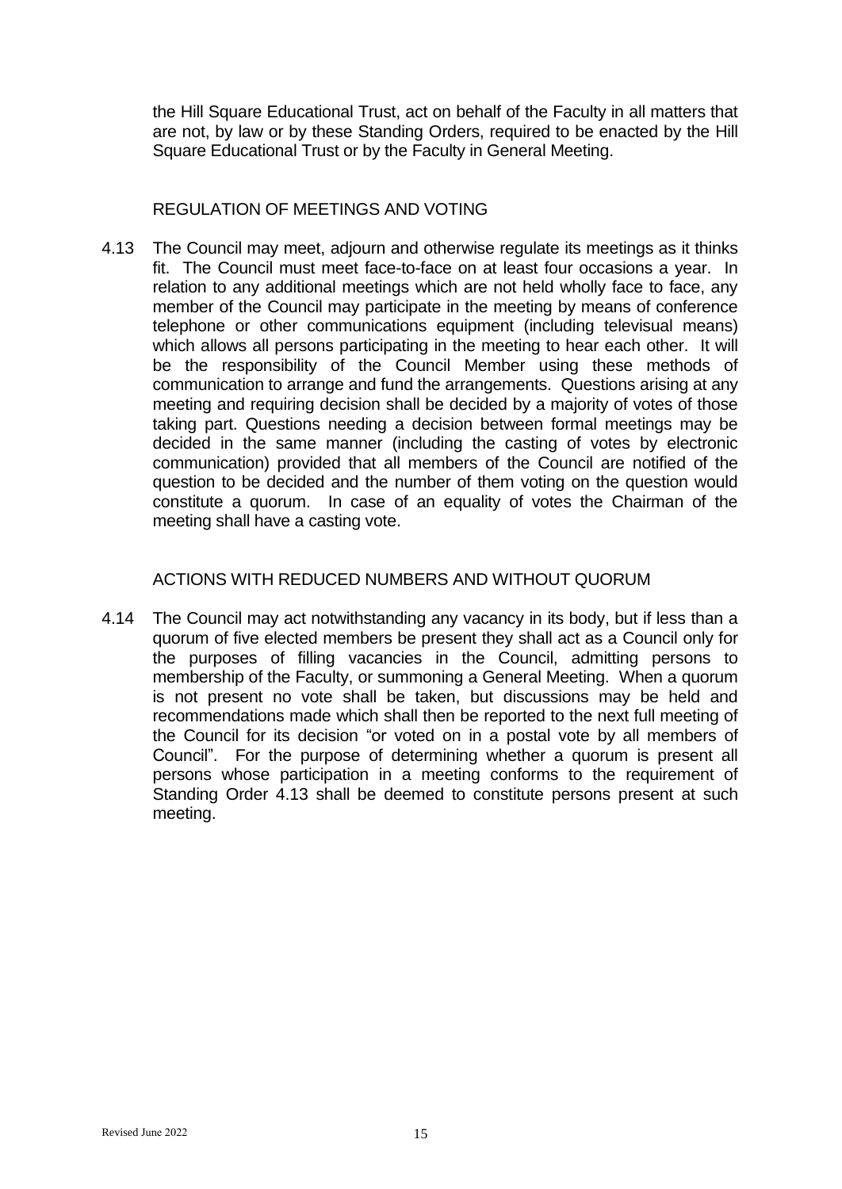the Hill Square Educational Trust, act on behalf of the Faculty in all matters that are not, by law or by these Standing Orders, required to be enacted by the Hill Square Educational Trust or by the Faculty in General Meeting.

### REGULATION OF MEETINGS AND VOTING

4.13 The Council may meet, adjourn and otherwise regulate its meetings as it thinks fit. The Council must meet face-to-face on at least four occasions a year. In relation to any additional meetings which are not held wholly face to face, any member of the Council may participate in the meeting by means of conference telephone or other communications equipment (including televisual means) which allows all persons participating in the meeting to hear each other. It will be the responsibility of the Council Member using these methods of communication to arrange and fund the arrangements. Questions arising at any meeting and requiring decision shall be decided by a majority of votes of those taking part. Questions needing a decision between formal meetings may be decided in the same manner (including the casting of votes by electronic communication) provided that all members of the Council are notified of the question to be decided and the number of them voting on the question would constitute a quorum. In case of an equality of votes the Chairman of the meeting shall have a casting vote.

### ACTIONS WITH REDUCED NUMBERS AND WITHOUT QUORUM

4.14 The Council may act notwithstanding any vacancy in its body, but if less than a quorum of five elected members be present they shall act as a Council only for the purposes of filling vacancies in the Council, admitting persons to membership of the Faculty, or summoning a General Meeting. When a quorum is not present no vote shall be taken, but discussions may be held and recommendations made which shall then be reported to the next full meeting of the Council for its decision "or voted on in a postal vote by all members of Council". For the purpose of determining whether a quorum is present all persons whose participation in a meeting conforms to the requirement of Standing Order 4.13 shall be deemed to constitute persons present at such meeting.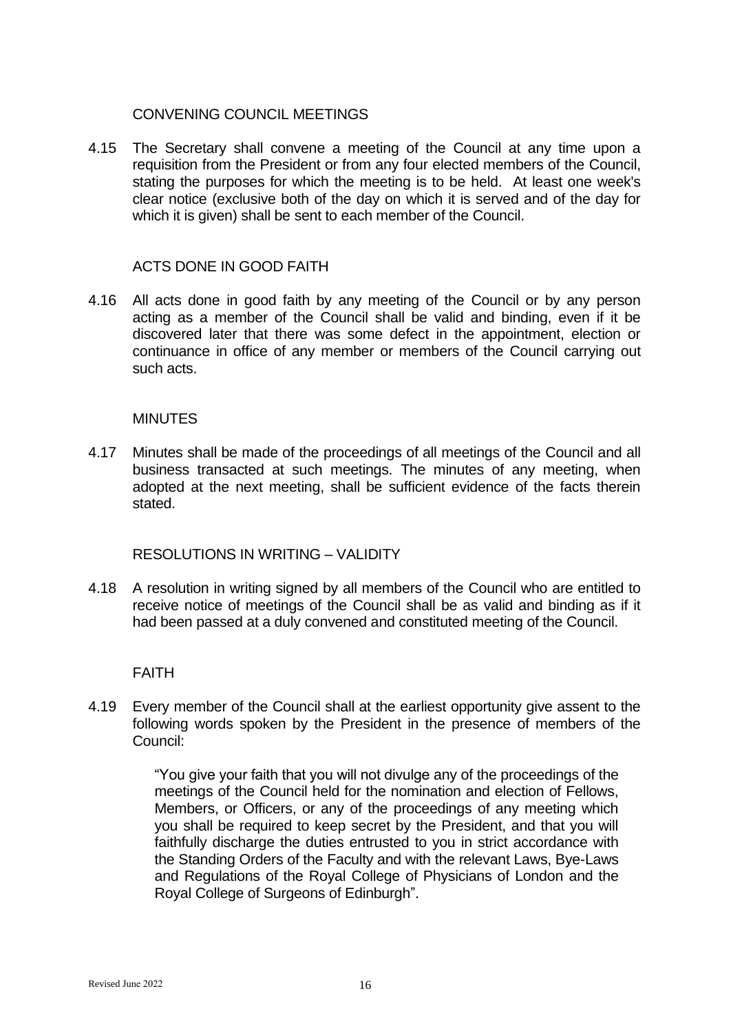### CONVENING COUNCIL MEETINGS

4.15 The Secretary shall convene a meeting of the Council at any time upon a requisition from the President or from any four elected members of the Council, stating the purposes for which the meeting is to be held. At least one week's clear notice (exclusive both of the day on which it is served and of the day for which it is given) shall be sent to each member of the Council.

### ACTS DONE IN GOOD FAITH

4.16 All acts done in good faith by any meeting of the Council or by any person acting as a member of the Council shall be valid and binding, even if it be discovered later that there was some defect in the appointment, election or continuance in office of any member or members of the Council carrying out such acts.

### MINUTES

4.17 Minutes shall be made of the proceedings of all meetings of the Council and all business transacted at such meetings. The minutes of any meeting, when adopted at the next meeting, shall be sufficient evidence of the facts therein stated.

### RESOLUTIONS IN WRITING – VALIDITY

4.18 A resolution in writing signed by all members of the Council who are entitled to receive notice of meetings of the Council shall be as valid and binding as if it had been passed at a duly convened and constituted meeting of the Council.

### FAITH

4.19 Every member of the Council shall at the earliest opportunity give assent to the following words spoken by the President in the presence of members of the Council:

> "You give your faith that you will not divulge any of the proceedings of the meetings of the Council held for the nomination and election of Fellows, Members, or Officers, or any of the proceedings of any meeting which you shall be required to keep secret by the President, and that you will faithfully discharge the duties entrusted to you in strict accordance with the Standing Orders of the Faculty and with the relevant Laws, Bye-Laws and Regulations of the Royal College of Physicians of London and the Royal College of Surgeons of Edinburgh".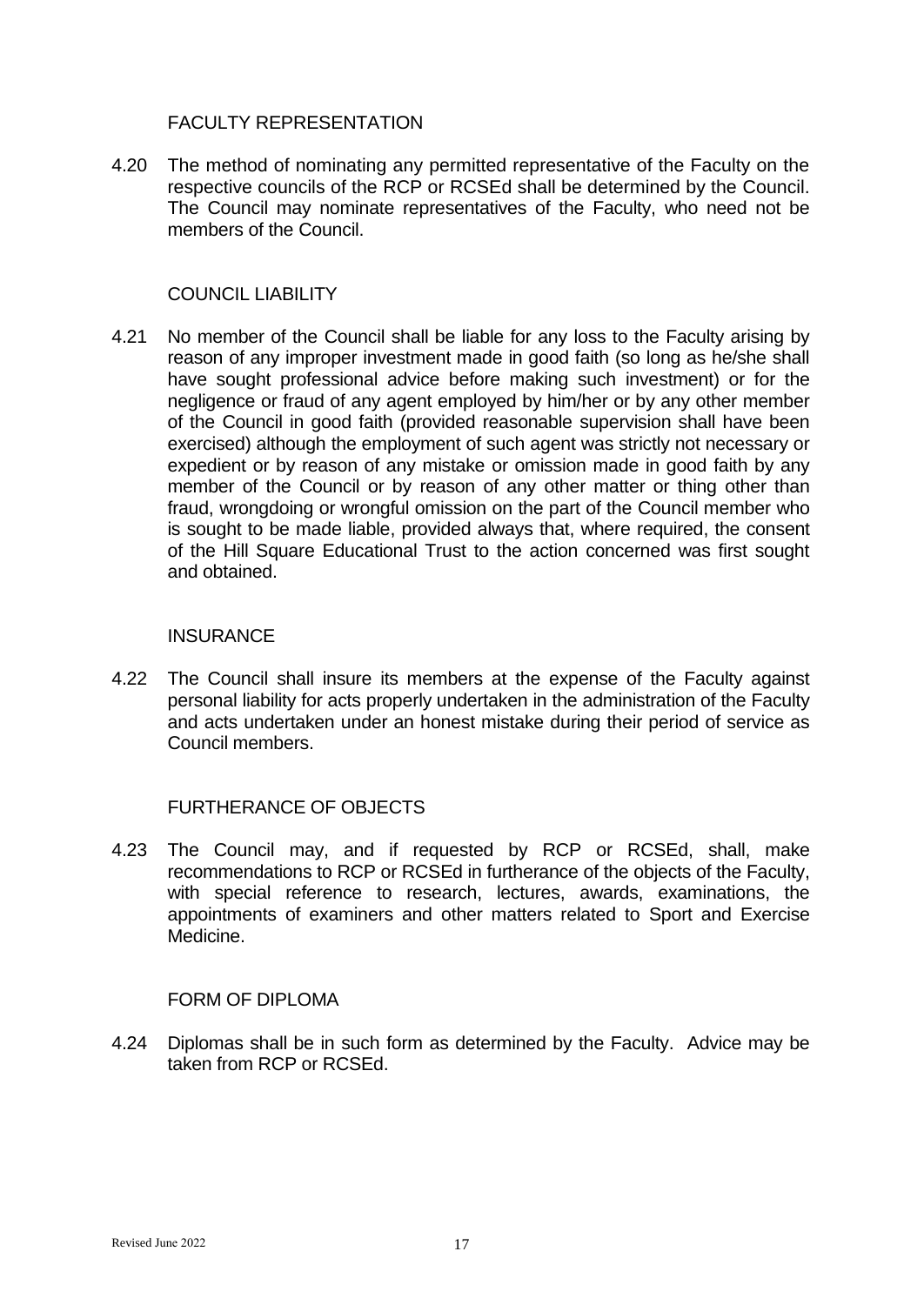### FACULTY REPRESENTATION

4.20 The method of nominating any permitted representative of the Faculty on the respective councils of the RCP or RCSEd shall be determined by the Council. The Council may nominate representatives of the Faculty, who need not be members of the Council.

### COUNCIL LIABILITY

4.21 No member of the Council shall be liable for any loss to the Faculty arising by reason of any improper investment made in good faith (so long as he/she shall have sought professional advice before making such investment) or for the negligence or fraud of any agent employed by him/her or by any other member of the Council in good faith (provided reasonable supervision shall have been exercised) although the employment of such agent was strictly not necessary or expedient or by reason of any mistake or omission made in good faith by any member of the Council or by reason of any other matter or thing other than fraud, wrongdoing or wrongful omission on the part of the Council member who is sought to be made liable, provided always that, where required, the consent of the Hill Square Educational Trust to the action concerned was first sought and obtained.

### INSURANCE

4.22 The Council shall insure its members at the expense of the Faculty against personal liability for acts properly undertaken in the administration of the Faculty and acts undertaken under an honest mistake during their period of service as Council members.

### FURTHERANCE OF OBJECTS

4.23 The Council may, and if requested by RCP or RCSEd, shall, make recommendations to RCP or RCSEd in furtherance of the objects of the Faculty, with special reference to research, lectures, awards, examinations, the appointments of examiners and other matters related to Sport and Exercise Medicine.

### FORM OF DIPLOMA

4.24 Diplomas shall be in such form as determined by the Faculty. Advice may be taken from RCP or RCSEd.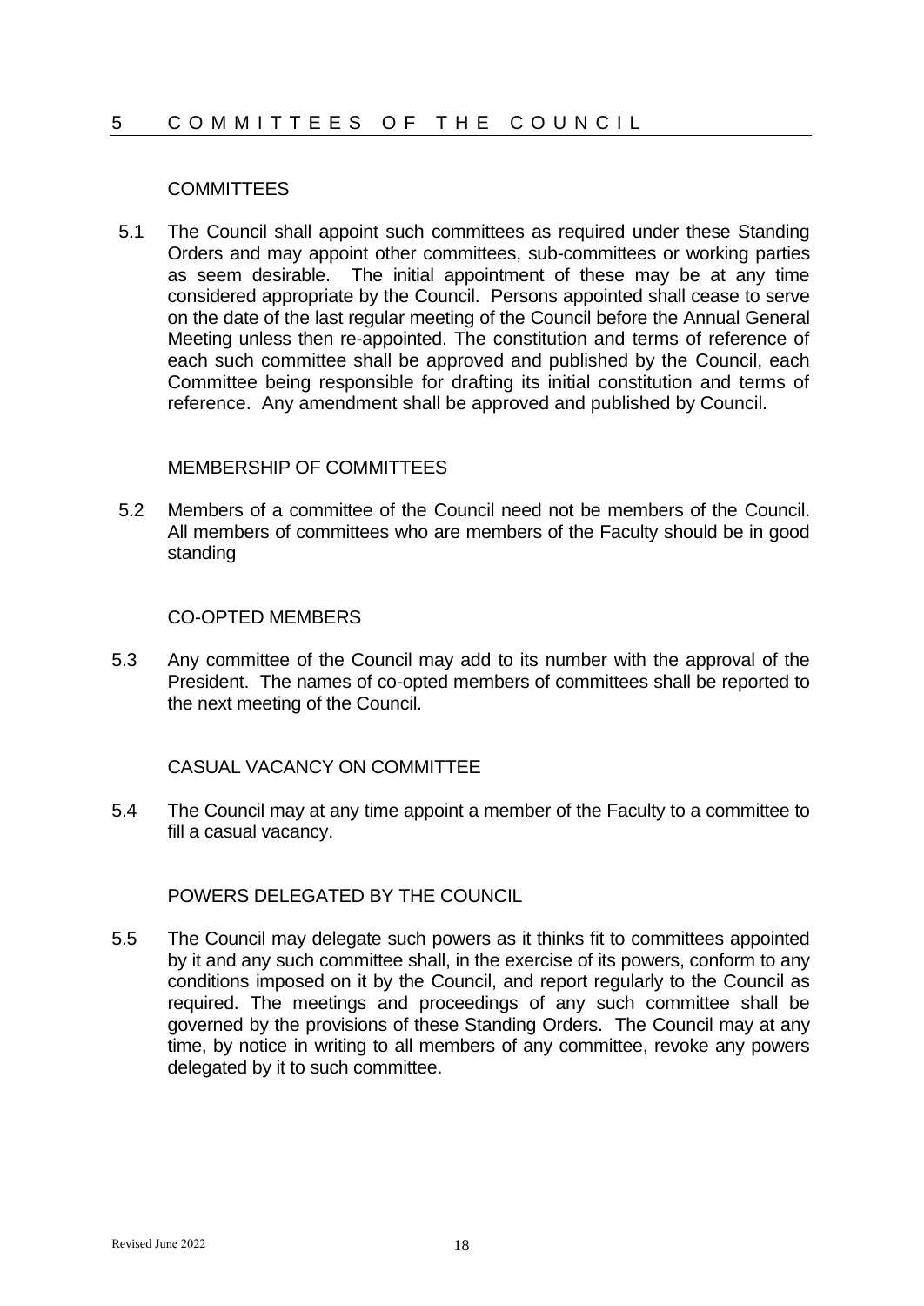# 5 COMMITTEES OF THE COUNCIL

### COMMITTEES

5.1 The Council shall appoint such committees as required under these Standing Orders and may appoint other committees, sub-committees or working parties as seem desirable. The initial appointment of these may be at any time considered appropriate by the Council. Persons appointed shall cease to serve on the date of the last regular meeting of the Council before the Annual General Meeting unless then re-appointed. The constitution and terms of reference of each such committee shall be approved and published by the Council, each Committee being responsible for drafting its initial constitution and terms of reference. Any amendment shall be approved and published by Council.

### MEMBERSHIP OF COMMITTEES

5.2 Members of a committee of the Council need not be members of the Council. All members of committees who are members of the Faculty should be in good standing

### CO-OPTED MEMBERS

5.3 Any committee of the Council may add to its number with the approval of the President. The names of co-opted members of committees shall be reported to the next meeting of the Council.

### CASUAL VACANCY ON COMMITTEE

5.4 The Council may at any time appoint a member of the Faculty to a committee to fill a casual vacancy.

### POWERS DELEGATED BY THE COUNCIL

5.5 The Council may delegate such powers as it thinks fit to committees appointed by it and any such committee shall, in the exercise of its powers, conform to any conditions imposed on it by the Council, and report regularly to the Council as required. The meetings and proceedings of any such committee shall be governed by the provisions of these Standing Orders. The Council may at any time, by notice in writing to all members of any committee, revoke any powers delegated by it to such committee.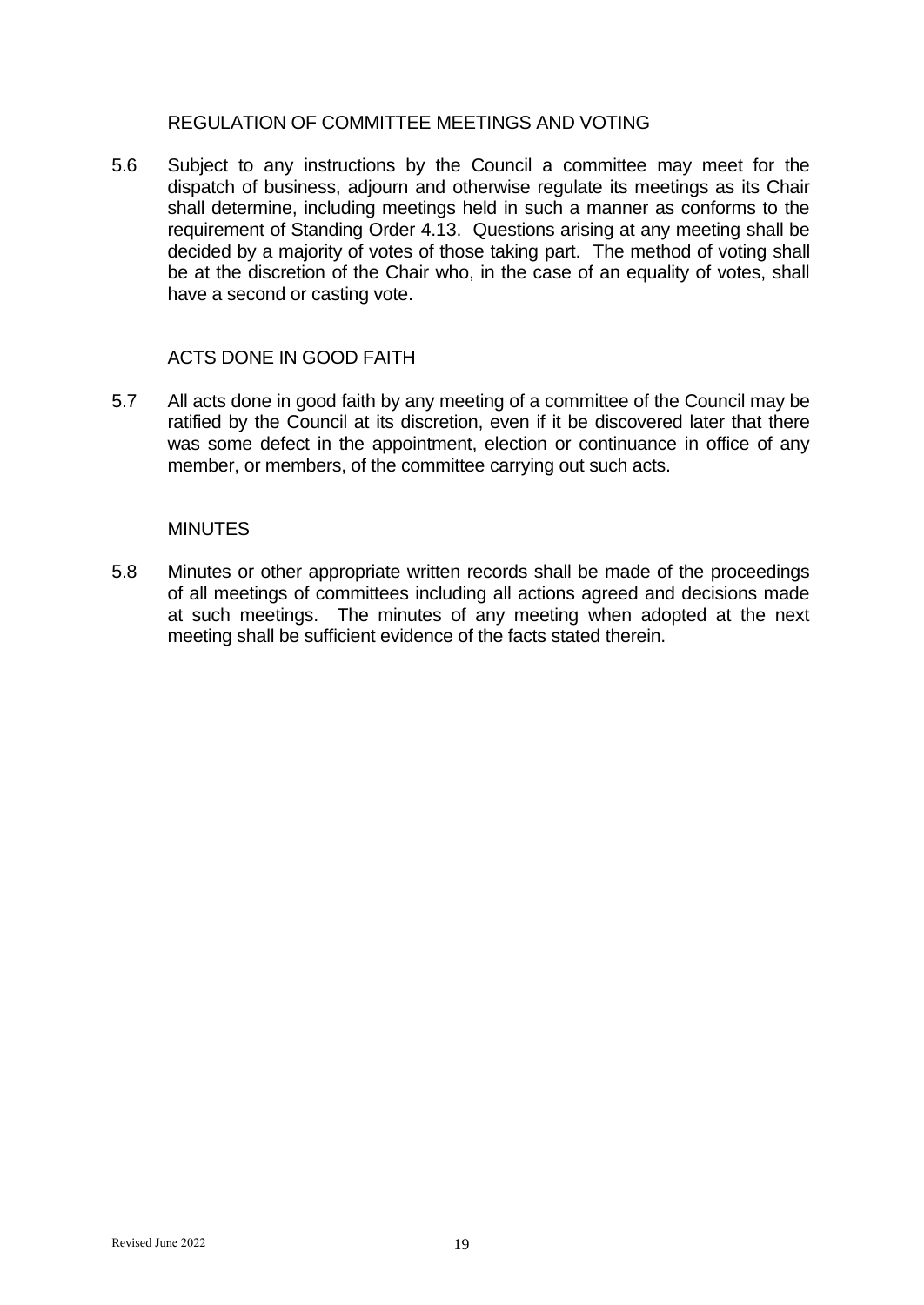### REGULATION OF COMMITTEE MEETINGS AND VOTING

5.6 Subject to any instructions by the Council a committee may meet for the dispatch of business, adjourn and otherwise regulate its meetings as its Chair shall determine, including meetings held in such a manner as conforms to the requirement of Standing Order 4.13. Questions arising at any meeting shall be decided by a majority of votes of those taking part. The method of voting shall be at the discretion of the Chair who, in the case of an equality of votes, shall have a second or casting vote.

### ACTS DONE IN GOOD FAITH

5.7 All acts done in good faith by any meeting of a committee of the Council may be ratified by the Council at its discretion, even if it be discovered later that there was some defect in the appointment, election or continuance in office of any member, or members, of the committee carrying out such acts.

### MINUTES

5.8 Minutes or other appropriate written records shall be made of the proceedings of all meetings of committees including all actions agreed and decisions made at such meetings. The minutes of any meeting when adopted at the next meeting shall be sufficient evidence of the facts stated therein.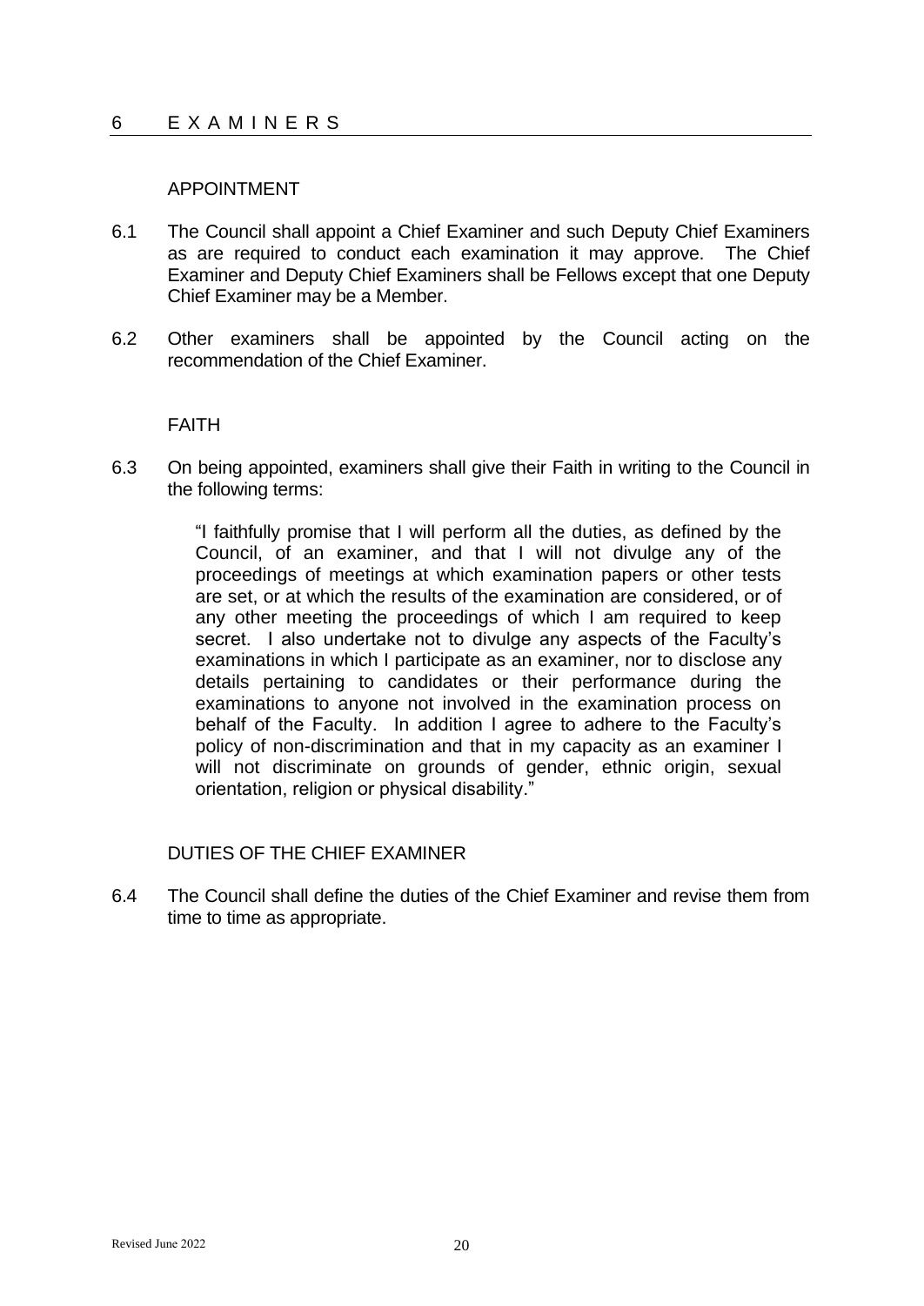# 6 EXAMINERS

## APPOINTMENT

6.1 The Council shall appoint a Chief Examiner and such Deputy Chief Examiners as are required to conduct each examination it may approve. The Chief Examiner and Deputy Chief Examiners shall be Fellows except that one Deputy Chief Examiner may be a Member.

6.2 Other examiners shall be appointed by the Council acting on the recommendation of the Chief Examiner.

## FAITH

6.3 On being appointed, examiners shall give their Faith in writing to the Council in the following terms:

> "I faithfully promise that I will perform all the duties, as defined by the Council, of an examiner, and that I will not divulge any of the proceedings of meetings at which examination papers or other tests are set, or at which the results of the examination are considered, or of any other meeting the proceedings of which I am required to keep secret. I also undertake not to divulge any aspects of the Faculty's examinations in which I participate as an examiner, nor to disclose any details pertaining to candidates or their performance during the examinations to anyone not involved in the examination process on behalf of the Faculty. In addition I agree to adhere to the Faculty's policy of non-discrimination and that in my capacity as an examiner I will not discriminate on grounds of gender, ethnic origin, sexual orientation, religion or physical disability."

## DUTIES OF THE CHIEF EXAMINER

6.4 The Council shall define the duties of the Chief Examiner and revise them from time to time as appropriate.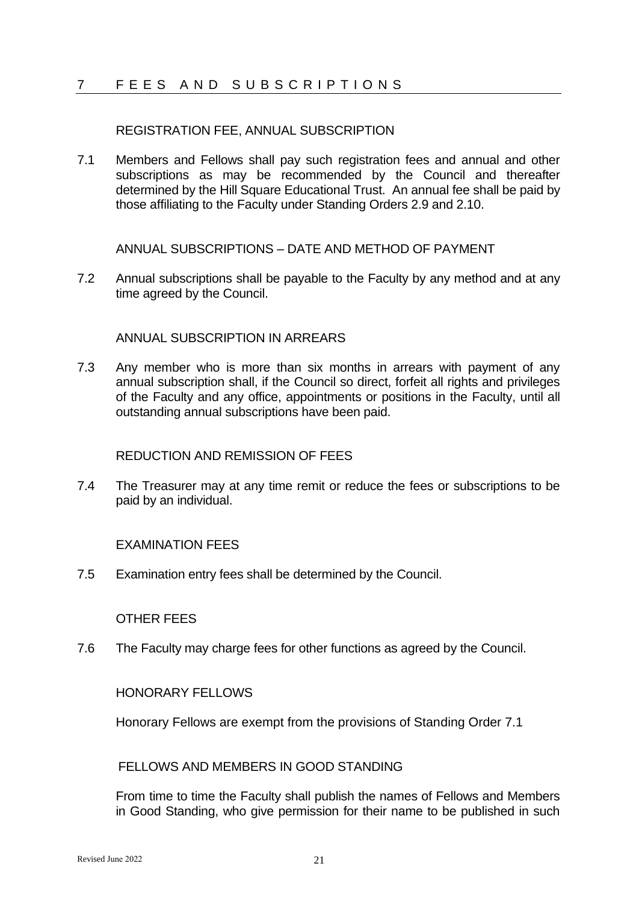# 7 FEES AND SUBSCRIPTIONS

### REGISTRATION FEE, ANNUAL SUBSCRIPTION

7.1 Members and Fellows shall pay such registration fees and annual and other subscriptions as may be recommended by the Council and thereafter determined by the Hill Square Educational Trust. An annual fee shall be paid by those affiliating to the Faculty under Standing Orders 2.9 and 2.10.

### ANNUAL SUBSCRIPTIONS – DATE AND METHOD OF PAYMENT

7.2 Annual subscriptions shall be payable to the Faculty by any method and at any time agreed by the Council.

### ANNUAL SUBSCRIPTION IN ARREARS

7.3 Any member who is more than six months in arrears with payment of any annual subscription shall, if the Council so direct, forfeit all rights and privileges of the Faculty and any office, appointments or positions in the Faculty, until all outstanding annual subscriptions have been paid.

### REDUCTION AND REMISSION OF FEES

7.4 The Treasurer may at any time remit or reduce the fees or subscriptions to be paid by an individual.

### EXAMINATION FEES

7.5 Examination entry fees shall be determined by the Council.

### OTHER FEES

7.6 The Faculty may charge fees for other functions as agreed by the Council.

### HONORARY FELLOWS

Honorary Fellows are exempt from the provisions of Standing Order 7.1

### FELLOWS AND MEMBERS IN GOOD STANDING

From time to time the Faculty shall publish the names of Fellows and Members in Good Standing, who give permission for their name to be published in such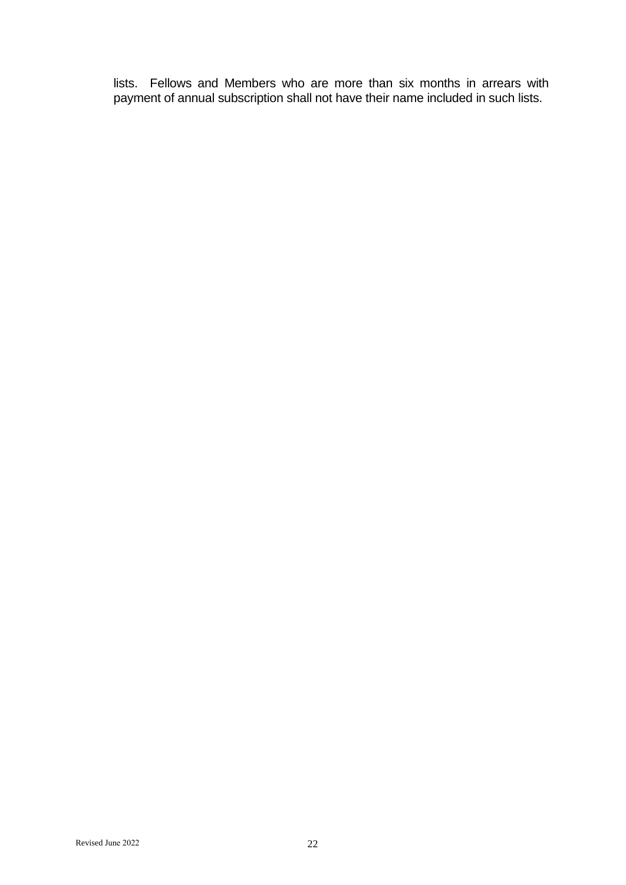lists. Fellows and Members who are more than six months in arrears with payment of annual subscription shall not have their name included in such lists.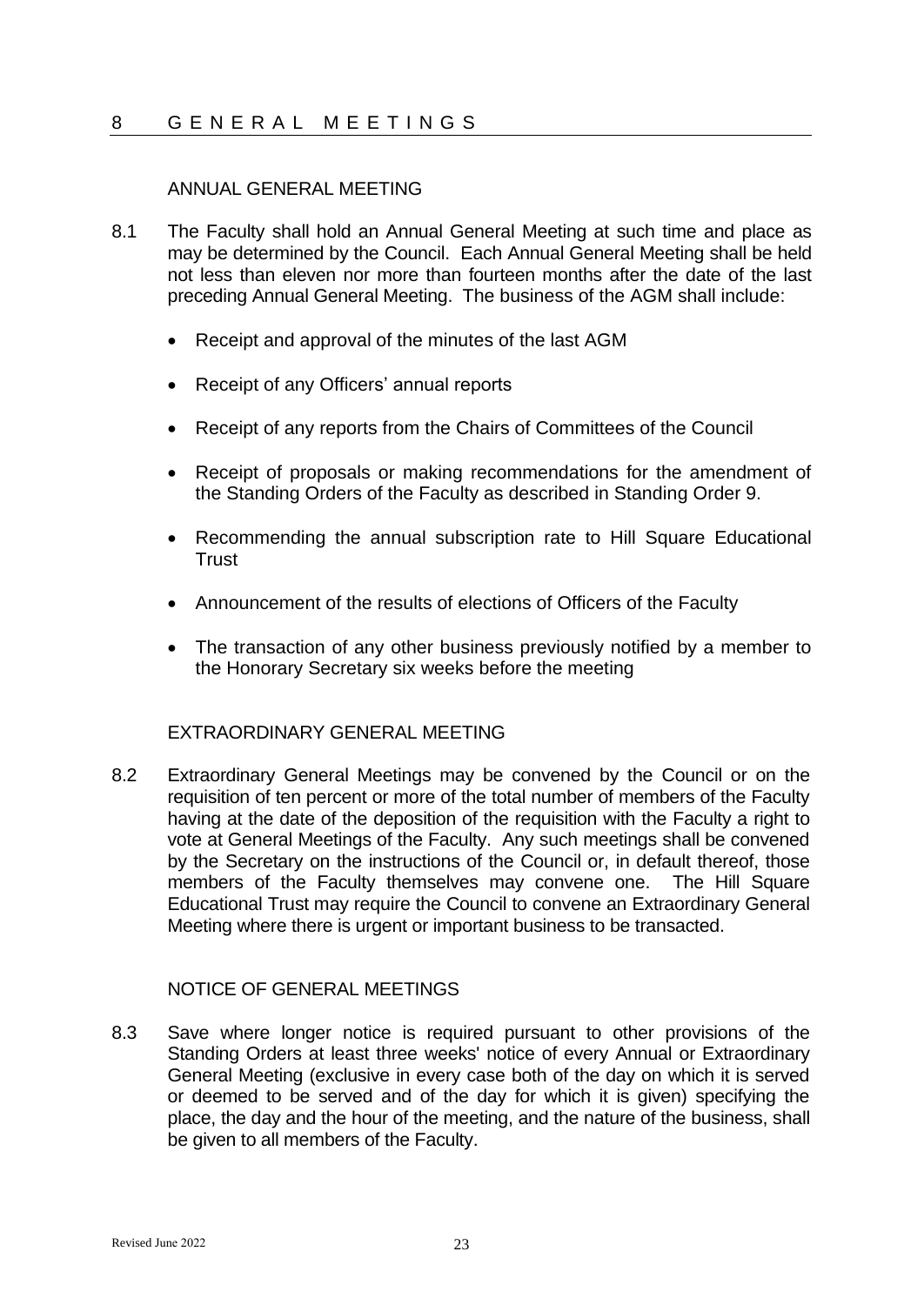# 8 GENERAL MEETINGS

## ANNUAL GENERAL MEETING

8.1 The Faculty shall hold an Annual General Meeting at such time and place as may be determined by the Council. Each Annual General Meeting shall be held not less than eleven nor more than fourteen months after the date of the last preceding Annual General Meeting. The business of the AGM shall include:

- Receipt and approval of the minutes of the last AGM
- Receipt of any Officers' annual reports
- Receipt of any reports from the Chairs of Committees of the Council
- Receipt of proposals or making recommendations for the amendment of the Standing Orders of the Faculty as described in Standing Order 9.
- Recommending the annual subscription rate to Hill Square Educational Trust
- Announcement of the results of elections of Officers of the Faculty
- The transaction of any other business previously notified by a member to the Honorary Secretary six weeks before the meeting

## EXTRAORDINARY GENERAL MEETING

8.2 Extraordinary General Meetings may be convened by the Council or on the requisition of ten percent or more of the total number of members of the Faculty having at the date of the deposition of the requisition with the Faculty a right to vote at General Meetings of the Faculty. Any such meetings shall be convened by the Secretary on the instructions of the Council or, in default thereof, those members of the Faculty themselves may convene one. The Hill Square Educational Trust may require the Council to convene an Extraordinary General Meeting where there is urgent or important business to be transacted.

## NOTICE OF GENERAL MEETINGS

8.3 Save where longer notice is required pursuant to other provisions of the Standing Orders at least three weeks' notice of every Annual or Extraordinary General Meeting (exclusive in every case both of the day on which it is served or deemed to be served and of the day for which it is given) specifying the place, the day and the hour of the meeting, and the nature of the business, shall be given to all members of the Faculty.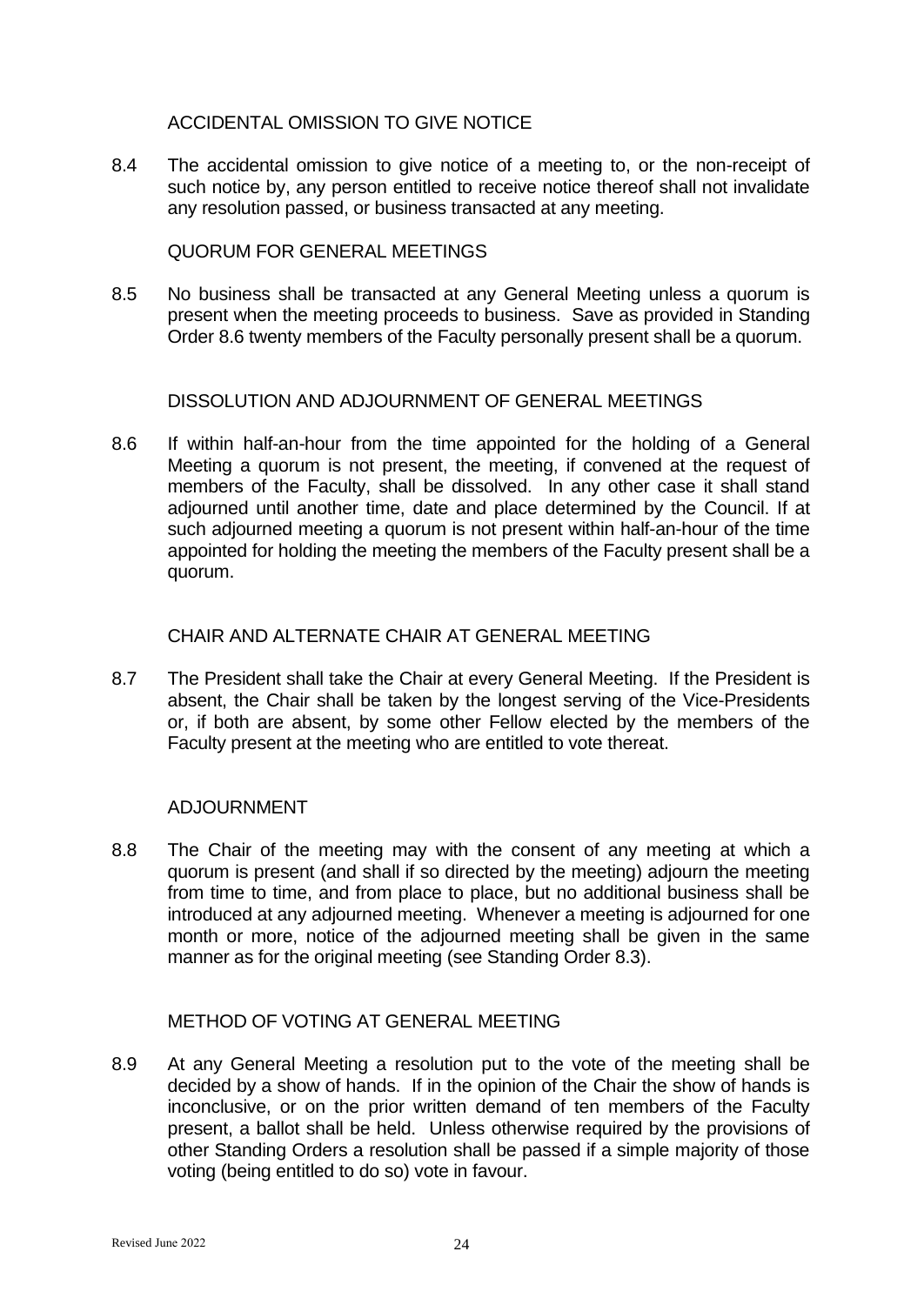### ACCIDENTAL OMISSION TO GIVE NOTICE

8.4 The accidental omission to give notice of a meeting to, or the non-receipt of such notice by, any person entitled to receive notice thereof shall not invalidate any resolution passed, or business transacted at any meeting.

### QUORUM FOR GENERAL MEETINGS

8.5 No business shall be transacted at any General Meeting unless a quorum is present when the meeting proceeds to business. Save as provided in Standing Order 8.6 twenty members of the Faculty personally present shall be a quorum.

### DISSOLUTION AND ADJOURNMENT OF GENERAL MEETINGS

8.6 If within half-an-hour from the time appointed for the holding of a General Meeting a quorum is not present, the meeting, if convened at the request of members of the Faculty, shall be dissolved. In any other case it shall stand adjourned until another time, date and place determined by the Council. If at such adjourned meeting a quorum is not present within half-an-hour of the time appointed for holding the meeting the members of the Faculty present shall be a quorum.

### CHAIR AND ALTERNATE CHAIR AT GENERAL MEETING

8.7 The President shall take the Chair at every General Meeting. If the President is absent, the Chair shall be taken by the longest serving of the Vice-Presidents or, if both are absent, by some other Fellow elected by the members of the Faculty present at the meeting who are entitled to vote thereat.

### ADJOURNMENT

8.8 The Chair of the meeting may with the consent of any meeting at which a quorum is present (and shall if so directed by the meeting) adjourn the meeting from time to time, and from place to place, but no additional business shall be introduced at any adjourned meeting. Whenever a meeting is adjourned for one month or more, notice of the adjourned meeting shall be given in the same manner as for the original meeting (see Standing Order 8.3).

### METHOD OF VOTING AT GENERAL MEETING

8.9 At any General Meeting a resolution put to the vote of the meeting shall be decided by a show of hands. If in the opinion of the Chair the show of hands is inconclusive, or on the prior written demand of ten members of the Faculty present, a ballot shall be held. Unless otherwise required by the provisions of other Standing Orders a resolution shall be passed if a simple majority of those voting (being entitled to do so) vote in favour.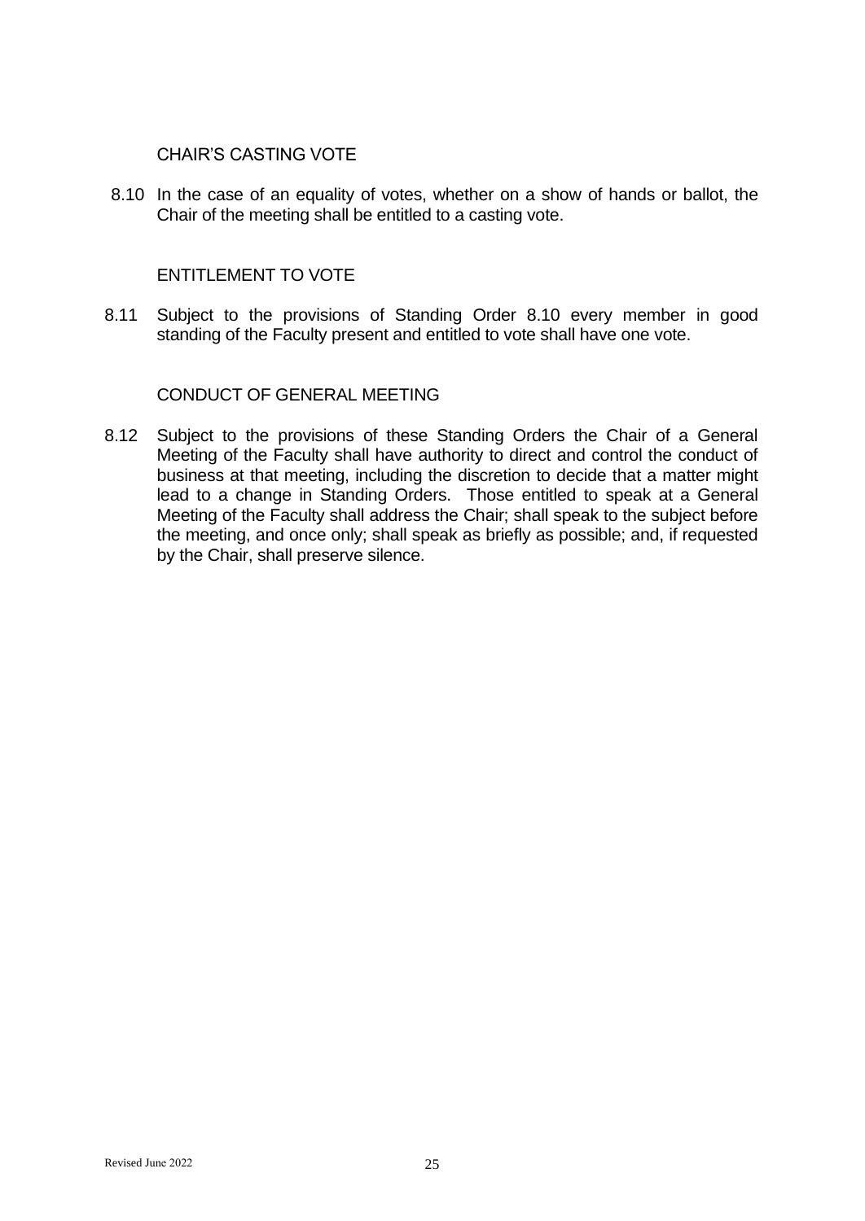### CHAIR'S CASTING VOTE

8.10 In the case of an equality of votes, whether on a show of hands or ballot, the Chair of the meeting shall be entitled to a casting vote.

### ENTITLEMENT TO VOTE

8.11 Subject to the provisions of Standing Order 8.10 every member in good standing of the Faculty present and entitled to vote shall have one vote.

### CONDUCT OF GENERAL MEETING

8.12 Subject to the provisions of these Standing Orders the Chair of a General Meeting of the Faculty shall have authority to direct and control the conduct of business at that meeting, including the discretion to decide that a matter might lead to a change in Standing Orders. Those entitled to speak at a General Meeting of the Faculty shall address the Chair; shall speak to the subject before the meeting, and once only; shall speak as briefly as possible; and, if requested by the Chair, shall preserve silence.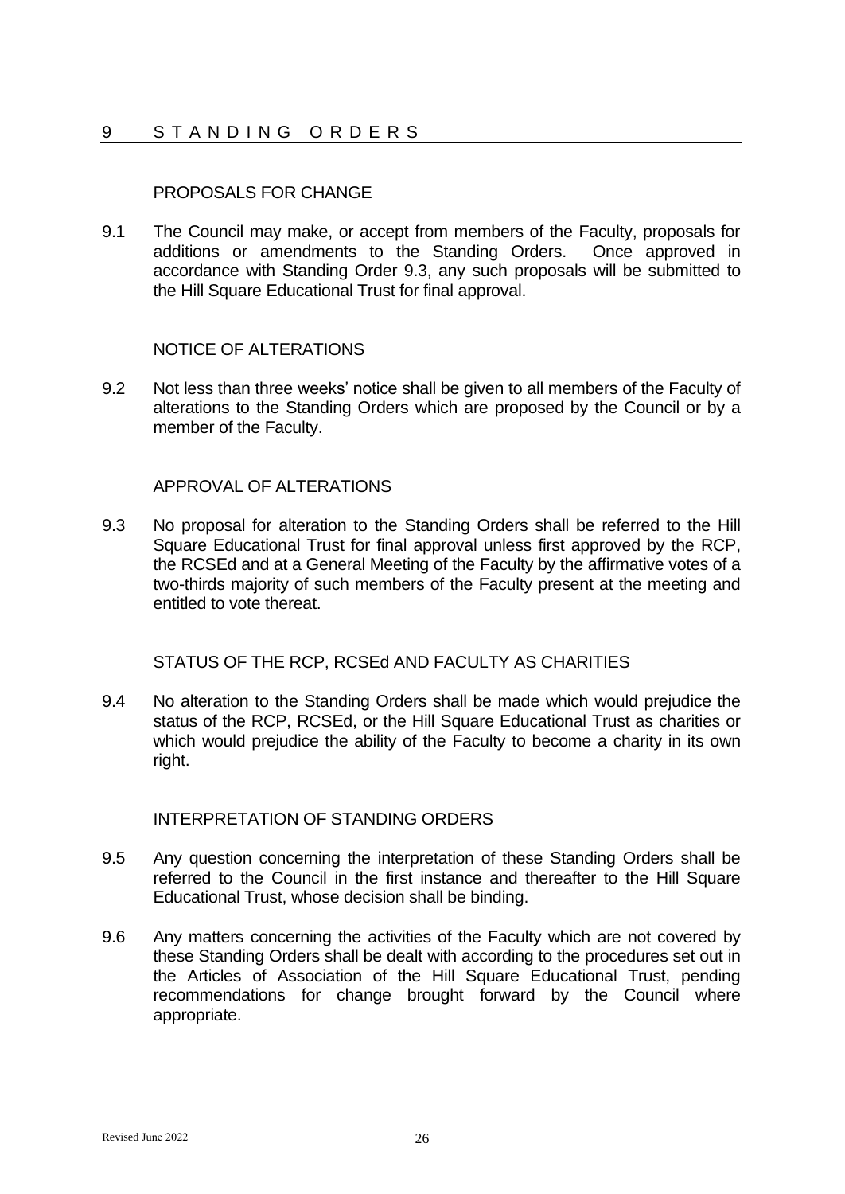# 9 STANDING ORDERS

## PROPOSALS FOR CHANGE

9.1 The Council may make, or accept from members of the Faculty, proposals for additions or amendments to the Standing Orders. Once approved in accordance with Standing Order 9.3, any such proposals will be submitted to the Hill Square Educational Trust for final approval.

## NOTICE OF ALTERATIONS

9.2 Not less than three weeks' notice shall be given to all members of the Faculty of alterations to the Standing Orders which are proposed by the Council or by a member of the Faculty.

## APPROVAL OF ALTERATIONS

9.3 No proposal for alteration to the Standing Orders shall be referred to the Hill Square Educational Trust for final approval unless first approved by the RCP, the RCSEd and at a General Meeting of the Faculty by the affirmative votes of a two-thirds majority of such members of the Faculty present at the meeting and entitled to vote thereat.

## STATUS OF THE RCP, RCSEd AND FACULTY AS CHARITIES

9.4 No alteration to the Standing Orders shall be made which would prejudice the status of the RCP, RCSEd, or the Hill Square Educational Trust as charities or which would prejudice the ability of the Faculty to become a charity in its own right.

## INTERPRETATION OF STANDING ORDERS

9.5 Any question concerning the interpretation of these Standing Orders shall be referred to the Council in the first instance and thereafter to the Hill Square Educational Trust, whose decision shall be binding.

9.6 Any matters concerning the activities of the Faculty which are not covered by these Standing Orders shall be dealt with according to the procedures set out in the Articles of Association of the Hill Square Educational Trust, pending recommendations for change brought forward by the Council where appropriate.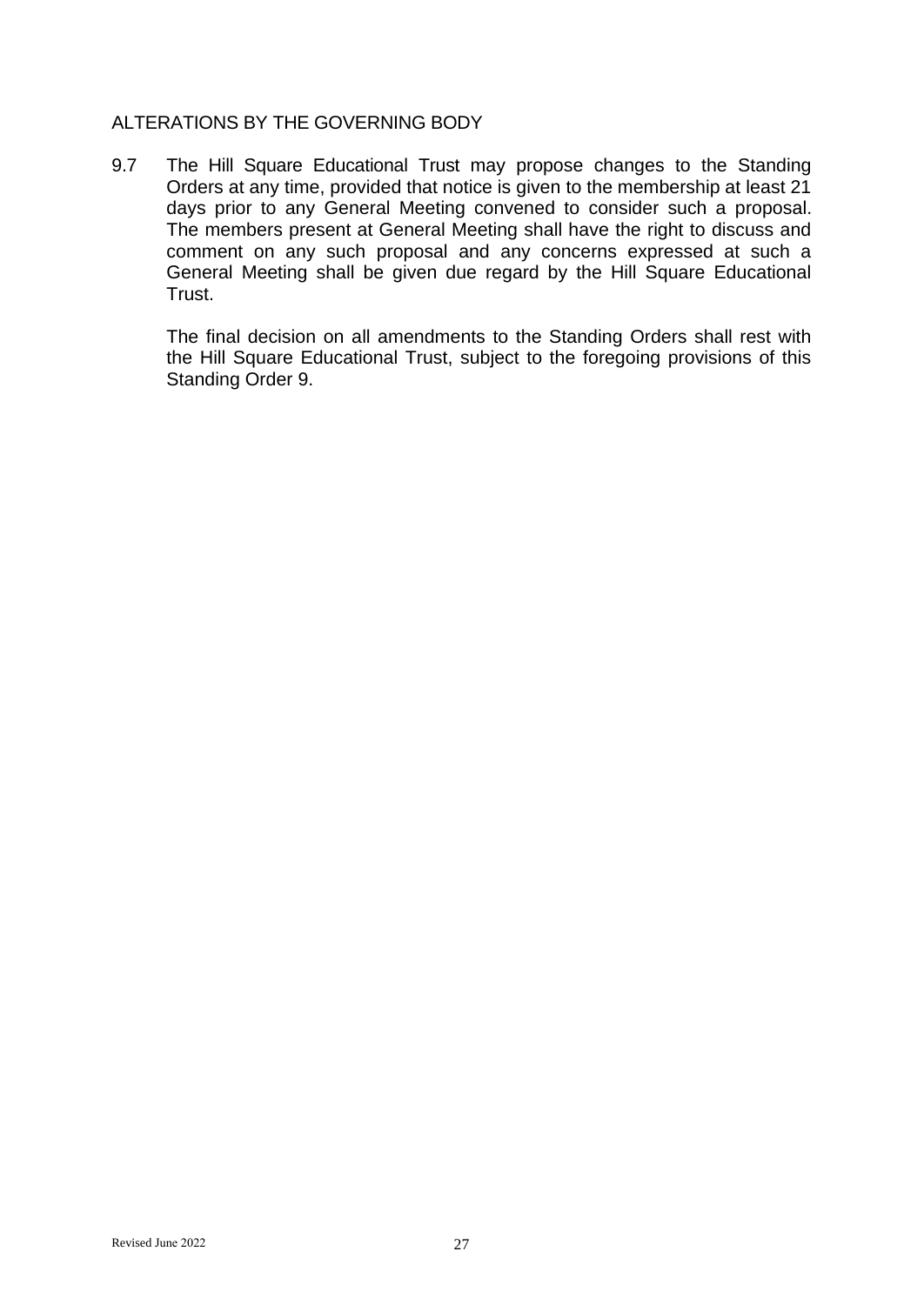## ALTERATIONS BY THE GOVERNING BODY

9.7 The Hill Square Educational Trust may propose changes to the Standing Orders at any time, provided that notice is given to the membership at least 21 days prior to any General Meeting convened to consider such a proposal. The members present at General Meeting shall have the right to discuss and comment on any such proposal and any concerns expressed at such a General Meeting shall be given due regard by the Hill Square Educational Trust.

The final decision on all amendments to the Standing Orders shall rest with the Hill Square Educational Trust, subject to the foregoing provisions of this Standing Order 9.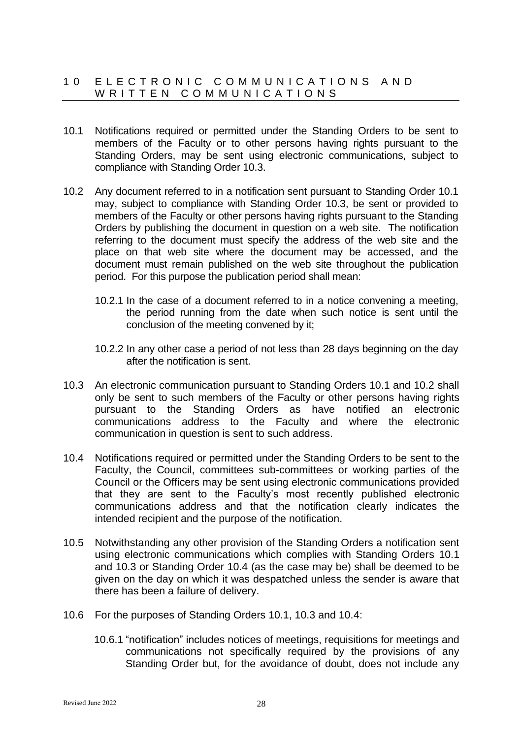## 10 ELECTRONIC COMMUNICATIONS AND WRITTEN COMMUNICATIONS

10.1 Notifications required or permitted under the Standing Orders to be sent to members of the Faculty or to other persons having rights pursuant to the Standing Orders, may be sent using electronic communications, subject to compliance with Standing Order 10.3.

10.2 Any document referred to in a notification sent pursuant to Standing Order 10.1 may, subject to compliance with Standing Order 10.3, be sent or provided to members of the Faculty or other persons having rights pursuant to the Standing Orders by publishing the document in question on a web site. The notification referring to the document must specify the address of the web site and the place on that web site where the document may be accessed, and the document must remain published on the web site throughout the publication period. For this purpose the publication period shall mean:

10.2.1 In the case of a document referred to in a notice convening a meeting, the period running from the date when such notice is sent until the conclusion of the meeting convened by it;

10.2.2 In any other case a period of not less than 28 days beginning on the day after the notification is sent.

10.3 An electronic communication pursuant to Standing Orders 10.1 and 10.2 shall only be sent to such members of the Faculty or other persons having rights pursuant to the Standing Orders as have notified an electronic communications address to the Faculty and where the electronic communication in question is sent to such address.

10.4 Notifications required or permitted under the Standing Orders to be sent to the Faculty, the Council, committees sub-committees or working parties of the Council or the Officers may be sent using electronic communications provided that they are sent to the Faculty's most recently published electronic communications address and that the notification clearly indicates the intended recipient and the purpose of the notification.

10.5 Notwithstanding any other provision of the Standing Orders a notification sent using electronic communications which complies with Standing Orders 10.1 and 10.3 or Standing Order 10.4 (as the case may be) shall be deemed to be given on the day on which it was despatched unless the sender is aware that there has been a failure of delivery.

10.6 For the purposes of Standing Orders 10.1, 10.3 and 10.4:

10.6.1 "notification" includes notices of meetings, requisitions for meetings and communications not specifically required by the provisions of any Standing Order but, for the avoidance of doubt, does not include any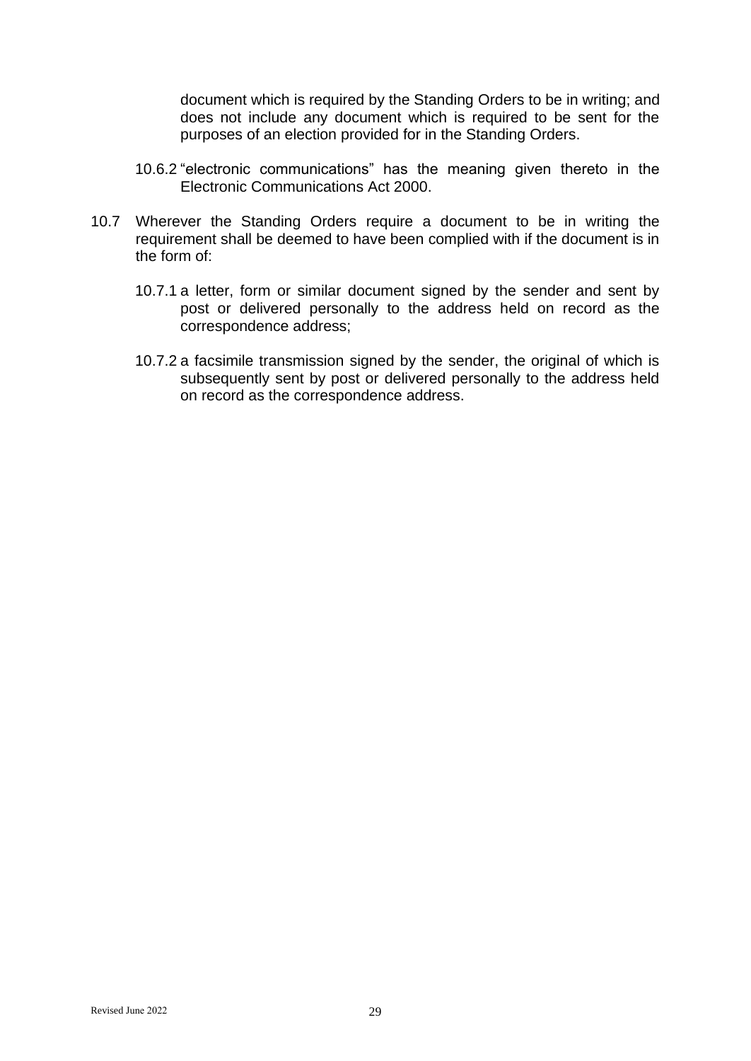document which is required by the Standing Orders to be in writing; and does not include any document which is required to be sent for the purposes of an election provided for in the Standing Orders.

10.6.2 "electronic communications" has the meaning given thereto in the Electronic Communications Act 2000.

10.7 Wherever the Standing Orders require a document to be in writing the requirement shall be deemed to have been complied with if the document is in the form of:

10.7.1 a letter, form or similar document signed by the sender and sent by post or delivered personally to the address held on record as the correspondence address;

10.7.2 a facsimile transmission signed by the sender, the original of which is subsequently sent by post or delivered personally to the address held on record as the correspondence address.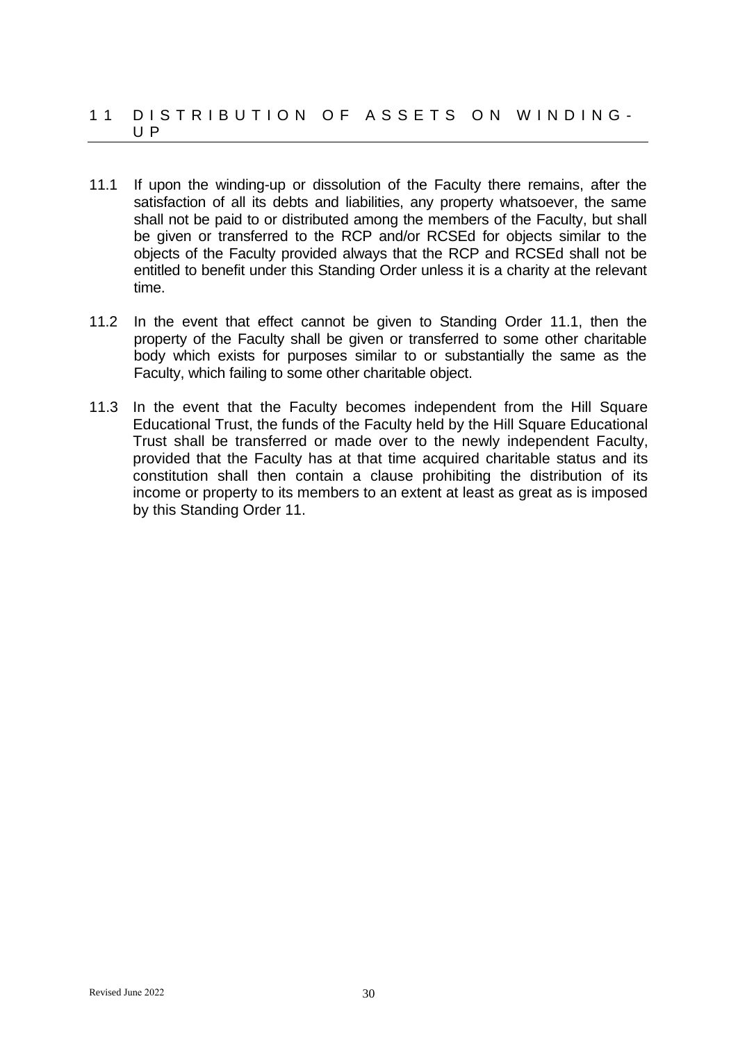## 11 DISTRIBUTION OF ASSETS ON WINDING-UP

11.1 If upon the winding-up or dissolution of the Faculty there remains, after the satisfaction of all its debts and liabilities, any property whatsoever, the same shall not be paid to or distributed among the members of the Faculty, but shall be given or transferred to the RCP and/or RCSEd for objects similar to the objects of the Faculty provided always that the RCP and RCSEd shall not be entitled to benefit under this Standing Order unless it is a charity at the relevant time.

11.2 In the event that effect cannot be given to Standing Order 11.1, then the property of the Faculty shall be given or transferred to some other charitable body which exists for purposes similar to or substantially the same as the Faculty, which failing to some other charitable object.

11.3 In the event that the Faculty becomes independent from the Hill Square Educational Trust, the funds of the Faculty held by the Hill Square Educational Trust shall be transferred or made over to the newly independent Faculty, provided that the Faculty has at that time acquired charitable status and its constitution shall then contain a clause prohibiting the distribution of its income or property to its members to an extent at least as great as is imposed by this Standing Order 11.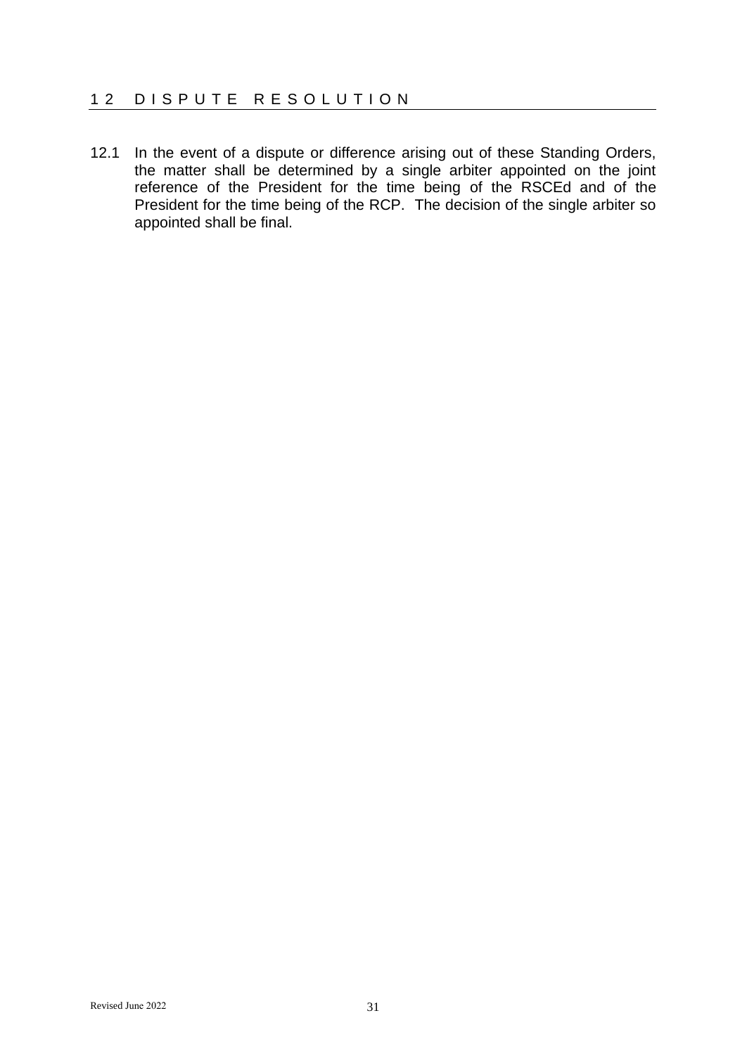## 12 DISPUTE RESOLUTION

12.1 In the event of a dispute or difference arising out of these Standing Orders, the matter shall be determined by a single arbiter appointed on the joint reference of the President for the time being of the RSCEd and of the President for the time being of the RCP. The decision of the single arbiter so appointed shall be final.